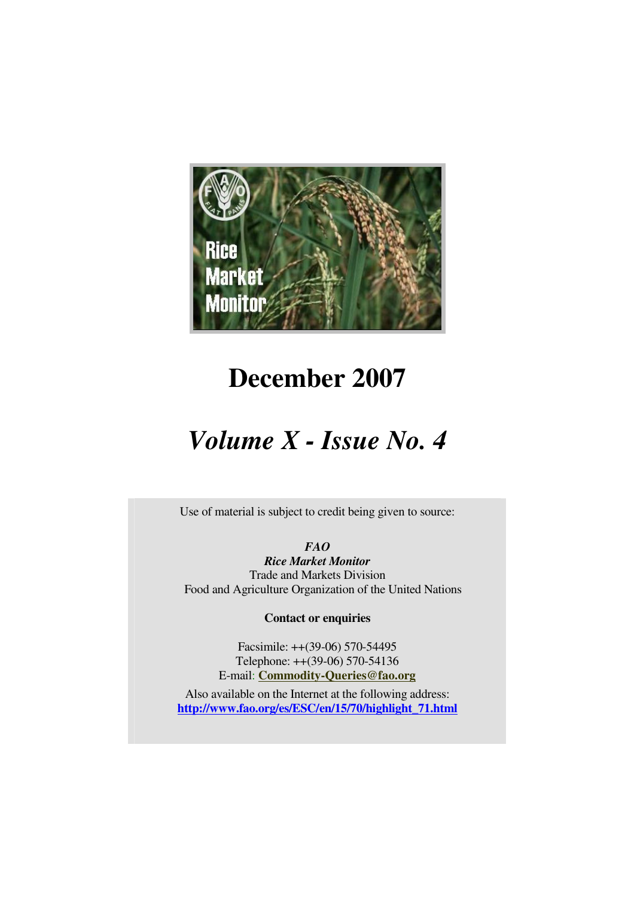Rice Market Monitor

# December 2007

## *Volume X - Issue No. 4*

Use of material is subject to credit being given to source:

***FAO***
***Rice Market Monitor***
Trade and Markets Division
Food and Agriculture Organization of the United Nations

**Contact or enquiries**

Facsimile: ++(39-06) 570-54495
Telephone: ++(39-06) 570-54136
E-mail: **Commodity-Queries@fao.org**

Also available on the Internet at the following address:
**http://www.fao.org/es/ESC/en/15/70/highlight_71.html**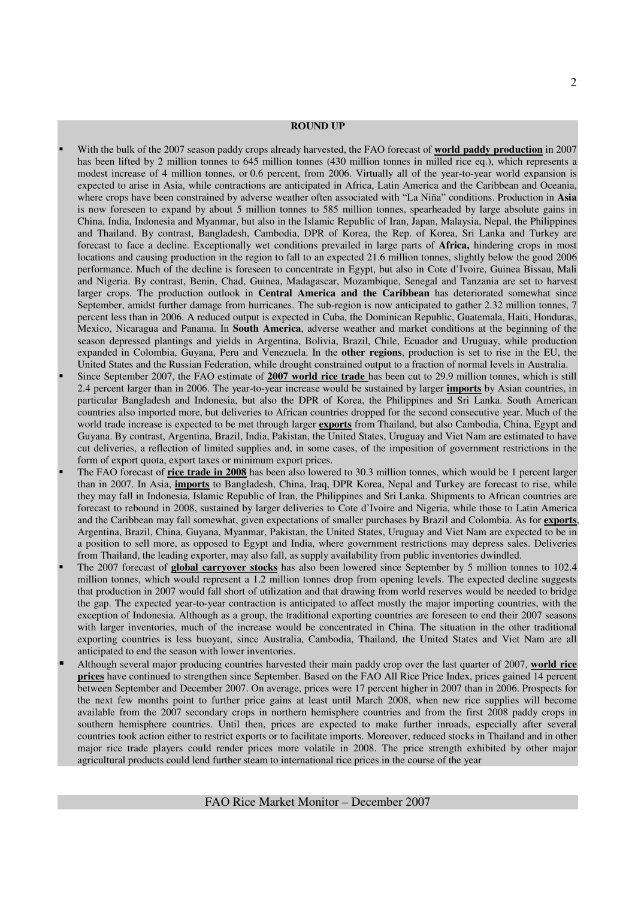## ROUND UP

- With the bulk of the 2007 season paddy crops already harvested, the FAO forecast of **world paddy production** in 2007 has been lifted by 2 million tonnes to 645 million tonnes (430 million tonnes in milled rice eq.), which represents a modest increase of 4 million tonnes, or 0.6 percent, from 2006. Virtually all of the year-to-year world expansion is expected to arise in Asia, while contractions are anticipated in Africa, Latin America and the Caribbean and Oceania, where crops have been constrained by adverse weather often associated with "La Niña" conditions. Production in **Asia** is now foreseen to expand by about 5 million tonnes to 585 million tonnes, spearheaded by large absolute gains in China, India, Indonesia and Myanmar, but also in the Islamic Republic of Iran, Japan, Malaysia, Nepal, the Philippines and Thailand. By contrast, Bangladesh, Cambodia, DPR of Korea, the Rep. of Korea, Sri Lanka and Turkey are forecast to face a decline. Exceptionally wet conditions prevailed in large parts of **Africa,** hindering crops in most locations and causing production in the region to fall to an expected 21.6 million tonnes, slightly below the good 2006 performance. Much of the decline is foreseen to concentrate in Egypt, but also in Cote d'Ivoire, Guinea Bissau, Mali and Nigeria. By contrast, Benin, Chad, Guinea, Madagascar, Mozambique, Senegal and Tanzania are set to harvest larger crops. The production outlook in **Central America and the Caribbean** has deteriorated somewhat since September, amidst further damage from hurricanes. The sub-region is now anticipated to gather 2.32 million tonnes, 7 percent less than in 2006. A reduced output is expected in Cuba, the Dominican Republic, Guatemala, Haiti, Honduras, Mexico, Nicaragua and Panama. In **South America**, adverse weather and market conditions at the beginning of the season depressed plantings and yields in Argentina, Bolivia, Brazil, Chile, Ecuador and Uruguay, while production expanded in Colombia, Guyana, Peru and Venezuela. In the **other regions**, production is set to rise in the EU, the United States and the Russian Federation, while drought constrained output to a fraction of normal levels in Australia.
- Since September 2007, the FAO estimate of **2007 world rice trade** has been cut to 29.9 million tonnes, which is still 2.4 percent larger than in 2006. The year-to-year increase would be sustained by larger **imports** by Asian countries, in particular Bangladesh and Indonesia, but also the DPR of Korea, the Philippines and Sri Lanka. South American countries also imported more, but deliveries to African countries dropped for the second consecutive year. Much of the world trade increase is expected to be met through larger **exports** from Thailand, but also Cambodia, China, Egypt and Guyana. By contrast, Argentina, Brazil, India, Pakistan, the United States, Uruguay and Viet Nam are estimated to have cut deliveries, a reflection of limited supplies and, in some cases, of the imposition of government restrictions in the form of export quota, export taxes or minimum export prices.
- The FAO forecast of **rice trade in 2008** has been also lowered to 30.3 million tonnes, which would be 1 percent larger than in 2007. In Asia, **imports** to Bangladesh, China, Iraq, DPR Korea, Nepal and Turkey are forecast to rise, while they may fall in Indonesia, Islamic Republic of Iran, the Philippines and Sri Lanka. Shipments to African countries are forecast to rebound in 2008, sustained by larger deliveries to Cote d'Ivoire and Nigeria, while those to Latin America and the Caribbean may fall somewhat, given expectations of smaller purchases by Brazil and Colombia. As for **exports**, Argentina, Brazil, China, Guyana, Myanmar, Pakistan, the United States, Uruguay and Viet Nam are expected to be in a position to sell more, as opposed to Egypt and India, where government restrictions may depress sales. Deliveries from Thailand, the leading exporter, may also fall, as supply availability from public inventories dwindled.
- The 2007 forecast of **global carryover stocks** has also been lowered since September by 5 million tonnes to 102.4 million tonnes, which would represent a 1.2 million tonnes drop from opening levels. The expected decline suggests that production in 2007 would fall short of utilization and that drawing from world reserves would be needed to bridge the gap. The expected year-to-year contraction is anticipated to affect mostly the major importing countries, with the exception of Indonesia. Although as a group, the traditional exporting countries are foreseen to end their 2007 seasons with larger inventories, much of the increase would be concentrated in China. The situation in the other traditional exporting countries is less buoyant, since Australia, Cambodia, Thailand, the United States and Viet Nam are all anticipated to end the season with lower inventories.
- Although several major producing countries harvested their main paddy crop over the last quarter of 2007, **world rice prices** have continued to strengthen since September. Based on the FAO All Rice Price Index, prices gained 14 percent between September and December 2007. On average, prices were 17 percent higher in 2007 than in 2006. Prospects for the next few months point to further price gains at least until March 2008, when new rice supplies will become available from the 2007 secondary crops in northern hemisphere countries and from the first 2008 paddy crops in southern hemisphere countries. Until then, prices are expected to make further inroads, especially after several countries took action either to restrict exports or to facilitate imports. Moreover, reduced stocks in Thailand and in other major rice trade players could render prices more volatile in 2008. The price strength exhibited by other major agricultural products could lend further steam to international rice prices in the course of the year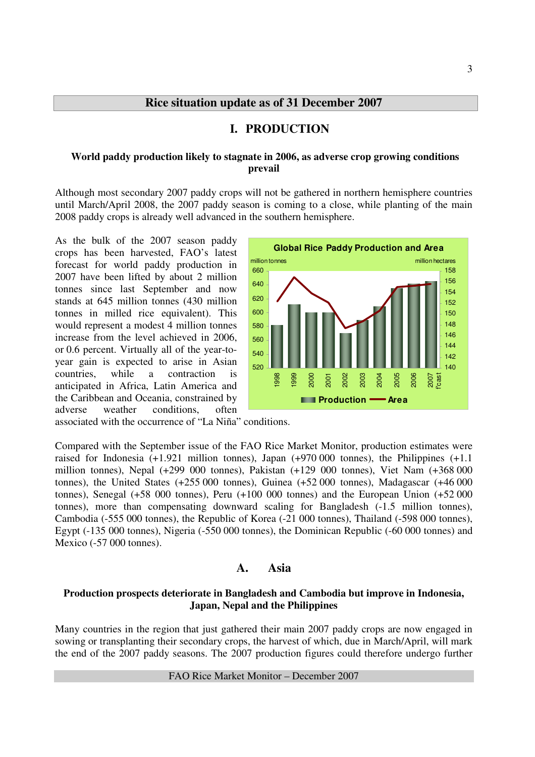## Rice situation update as of 31 December 2007

# I. PRODUCTION

**World paddy production likely to stagnate in 2006, as adverse crop growing conditions prevail**

Although most secondary 2007 paddy crops will not be gathered in northern hemisphere countries until March/April 2008, the 2007 paddy season is coming to a close, while planting of the main 2008 paddy crops is already well advanced in the southern hemisphere.

As the bulk of the 2007 season paddy crops has been harvested, FAO's latest forecast for world paddy production in 2007 have been lifted by about 2 million tonnes since last September and now stands at 645 million tonnes (430 million tonnes in milled rice equivalent). This would represent a modest 4 million tonnes increase from the level achieved in 2006, or 0.6 percent. Virtually all of the year-to-year gain is expected to arise in Asian countries, while a contraction is anticipated in Africa, Latin America and the Caribbean and Oceania, constrained by adverse weather conditions, often associated with the occurrence of "La Niña" conditions.

Compared with the September issue of the FAO Rice Market Monitor, production estimates were raised for Indonesia (+1.921 million tonnes), Japan (+970 000 tonnes), the Philippines (+1.1 million tonnes), Nepal (+299 000 tonnes), Pakistan (+129 000 tonnes), Viet Nam (+368 000 tonnes), the United States (+255 000 tonnes), Guinea (+52 000 tonnes), Madagascar (+46 000 tonnes), Senegal (+58 000 tonnes), Peru (+100 000 tonnes) and the European Union (+52 000 tonnes), more than compensating downward scaling for Bangladesh (-1.5 million tonnes), Cambodia (-555 000 tonnes), the Republic of Korea (-21 000 tonnes), Thailand (-598 000 tonnes), Egypt (-135 000 tonnes), Nigeria (-550 000 tonnes), the Dominican Republic (-60 000 tonnes) and Mexico (-57 000 tonnes).

## A. Asia

**Production prospects deteriorate in Bangladesh and Cambodia but improve in Indonesia, Japan, Nepal and the Philippines**

Many countries in the region that just gathered their main 2007 paddy crops are now engaged in sowing or transplanting their secondary crops, the harvest of which, due in March/April, will mark the end of the 2007 paddy seasons. The 2007 production figures could therefore undergo further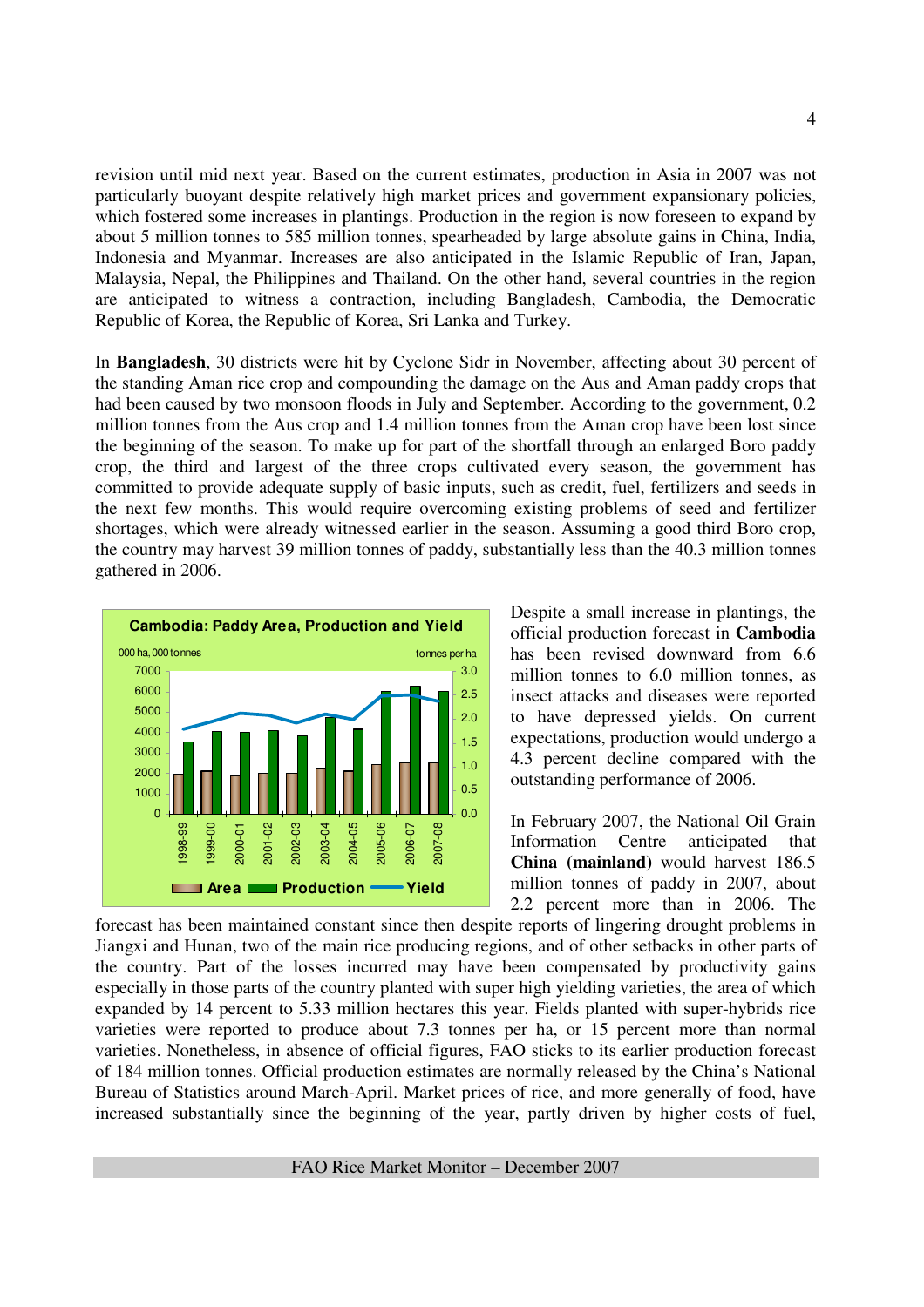revision until mid next year. Based on the current estimates, production in Asia in 2007 was not particularly buoyant despite relatively high market prices and government expansionary policies, which fostered some increases in plantings. Production in the region is now foreseen to expand by about 5 million tonnes to 585 million tonnes, spearheaded by large absolute gains in China, India, Indonesia and Myanmar. Increases are also anticipated in the Islamic Republic of Iran, Japan, Malaysia, Nepal, the Philippines and Thailand. On the other hand, several countries in the region are anticipated to witness a contraction, including Bangladesh, Cambodia, the Democratic Republic of Korea, the Republic of Korea, Sri Lanka and Turkey.

In **Bangladesh**, 30 districts were hit by Cyclone Sidr in November, affecting about 30 percent of the standing Aman rice crop and compounding the damage on the Aus and Aman paddy crops that had been caused by two monsoon floods in July and September. According to the government, 0.2 million tonnes from the Aus crop and 1.4 million tonnes from the Aman crop have been lost since the beginning of the season. To make up for part of the shortfall through an enlarged Boro paddy crop, the third and largest of the three crops cultivated every season, the government has committed to provide adequate supply of basic inputs, such as credit, fuel, fertilizers and seeds in the next few months. This would require overcoming existing problems of seed and fertilizer shortages, which were already witnessed earlier in the season. Assuming a good third Boro crop, the country may harvest 39 million tonnes of paddy, substantially less than the 40.3 million tonnes gathered in 2006.

**Cambodia: Paddy Area, Production and Yield**

Despite a small increase in plantings, the official production forecast in **Cambodia** has been revised downward from 6.6 million tonnes to 6.0 million tonnes, as insect attacks and diseases were reported to have depressed yields. On current expectations, production would undergo a 4.3 percent decline compared with the outstanding performance of 2006.

In February 2007, the National Oil Grain Information Centre anticipated that **China (mainland)** would harvest 186.5 million tonnes of paddy in 2007, about 2.2 percent more than in 2006. The forecast has been maintained constant since then despite reports of lingering drought problems in Jiangxi and Hunan, two of the main rice producing regions, and of other setbacks in other parts of the country. Part of the losses incurred may have been compensated by productivity gains especially in those parts of the country planted with super high yielding varieties, the area of which expanded by 14 percent to 5.33 million hectares this year. Fields planted with super-hybrids rice varieties were reported to produce about 7.3 tonnes per ha, or 15 percent more than normal varieties. Nonetheless, in absence of official figures, FAO sticks to its earlier production forecast of 184 million tonnes. Official production estimates are normally released by the China's National Bureau of Statistics around March-April. Market prices of rice, and more generally of food, have increased substantially since the beginning of the year, partly driven by higher costs of fuel,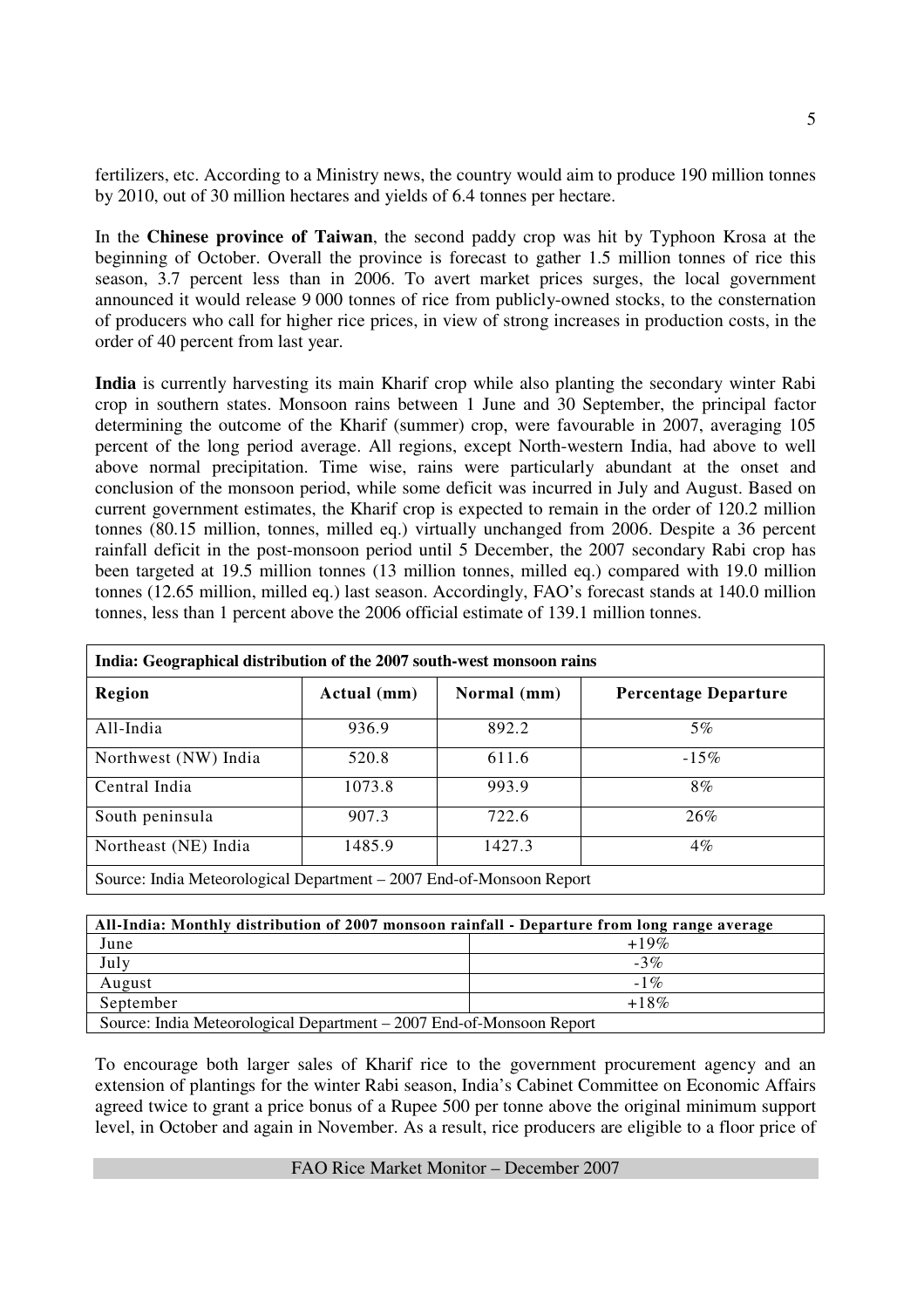fertilizers, etc. According to a Ministry news, the country would aim to produce 190 million tonnes by 2010, out of 30 million hectares and yields of 6.4 tonnes per hectare.

In the **Chinese province of Taiwan**, the second paddy crop was hit by Typhoon Krosa at the beginning of October. Overall the province is forecast to gather 1.5 million tonnes of rice this season, 3.7 percent less than in 2006. To avert market prices surges, the local government announced it would release 9 000 tonnes of rice from publicly-owned stocks, to the consternation of producers who call for higher rice prices, in view of strong increases in production costs, in the order of 40 percent from last year.

**India** is currently harvesting its main Kharif crop while also planting the secondary winter Rabi crop in southern states. Monsoon rains between 1 June and 30 September, the principal factor determining the outcome of the Kharif (summer) crop, were favourable in 2007, averaging 105 percent of the long period average. All regions, except North-western India, had above to well above normal precipitation. Time wise, rains were particularly abundant at the onset and conclusion of the monsoon period, while some deficit was incurred in July and August. Based on current government estimates, the Kharif crop is expected to remain in the order of 120.2 million tonnes (80.15 million, tonnes, milled eq.) virtually unchanged from 2006. Despite a 36 percent rainfall deficit in the post-monsoon period until 5 December, the 2007 secondary Rabi crop has been targeted at 19.5 million tonnes (13 million tonnes, milled eq.) compared with 19.0 million tonnes (12.65 million, milled eq.) last season. Accordingly, FAO's forecast stands at 140.0 million tonnes, less than 1 percent above the 2006 official estimate of 139.1 million tonnes.

**India: Geographical distribution of the 2007 south-west monsoon rains**

| Region | Actual (mm) | Normal (mm) | Percentage Departure |
|---|---|---|---|
| All-India | 936.9 | 892.2 | 5% |
| Northwest (NW) India | 520.8 | 611.6 | -15% |
| Central India | 1073.8 | 993.9 | 8% |
| South peninsula | 907.3 | 722.6 | 26% |
| Northeast (NE) India | 1485.9 | 1427.3 | 4% |

Source: India Meteorological Department – 2007 End-of-Monsoon Report

**All-India: Monthly distribution of 2007 monsoon rainfall - Departure from long range average**

| Month | Departure |
|---|---|
| June | +19% |
| July | -3% |
| August | -1% |
| September | +18% |

Source: India Meteorological Department – 2007 End-of-Monsoon Report

To encourage both larger sales of Kharif rice to the government procurement agency and an extension of plantings for the winter Rabi season, India's Cabinet Committee on Economic Affairs agreed twice to grant a price bonus of a Rupee 500 per tonne above the original minimum support level, in October and again in November. As a result, rice producers are eligible to a floor price of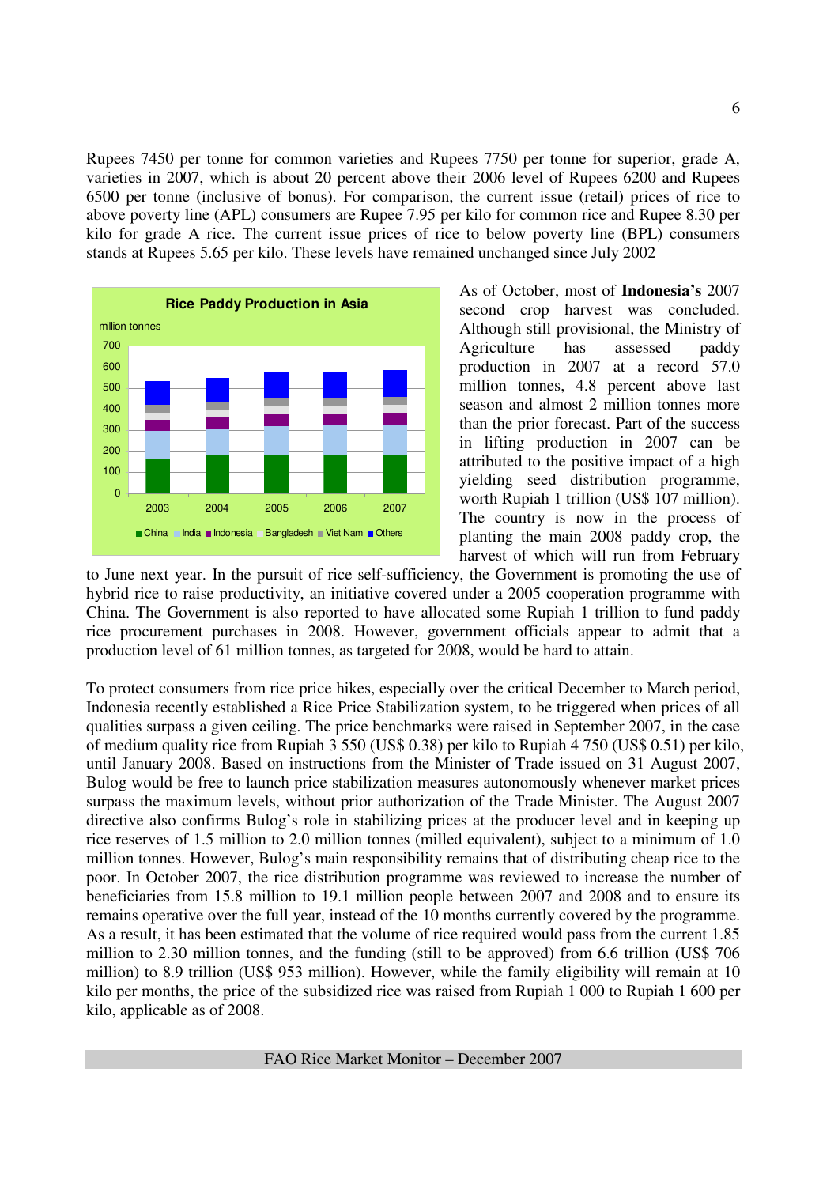Rupees 7450 per tonne for common varieties and Rupees 7750 per tonne for superior, grade A, varieties in 2007, which is about 20 percent above their 2006 level of Rupees 6200 and Rupees 6500 per tonne (inclusive of bonus). For comparison, the current issue (retail) prices of rice to above poverty line (APL) consumers are Rupee 7.95 per kilo for common rice and Rupee 8.30 per kilo for grade A rice. The current issue prices of rice to below poverty line (BPL) consumers stands at Rupees 5.65 per kilo. These levels have remained unchanged since July 2002

**Rice Paddy Production in Asia**

million tonnes

China, India, Indonesia, Bangladesh, Viet Nam, Others — 2003, 2004, 2005, 2006, 2007

As of October, most of **Indonesia's** 2007 second crop harvest was concluded. Although still provisional, the Ministry of Agriculture has assessed paddy production in 2007 at a record 57.0 million tonnes, 4.8 percent above last season and almost 2 million tonnes more than the prior forecast. Part of the success in lifting production in 2007 can be attributed to the positive impact of a high yielding seed distribution programme, worth Rupiah 1 trillion (US$ 107 million). The country is now in the process of planting the main 2008 paddy crop, the harvest of which will run from February to June next year. In the pursuit of rice self-sufficiency, the Government is promoting the use of hybrid rice to raise productivity, an initiative covered under a 2005 cooperation programme with China. The Government is also reported to have allocated some Rupiah 1 trillion to fund paddy rice procurement purchases in 2008. However, government officials appear to admit that a production level of 61 million tonnes, as targeted for 2008, would be hard to attain.

To protect consumers from rice price hikes, especially over the critical December to March period, Indonesia recently established a Rice Price Stabilization system, to be triggered when prices of all qualities surpass a given ceiling. The price benchmarks were raised in September 2007, in the case of medium quality rice from Rupiah 3 550 (US$ 0.38) per kilo to Rupiah 4 750 (US$ 0.51) per kilo, until January 2008. Based on instructions from the Minister of Trade issued on 31 August 2007, Bulog would be free to launch price stabilization measures autonomously whenever market prices surpass the maximum levels, without prior authorization of the Trade Minister. The August 2007 directive also confirms Bulog's role in stabilizing prices at the producer level and in keeping up rice reserves of 1.5 million to 2.0 million tonnes (milled equivalent), subject to a minimum of 1.0 million tonnes. However, Bulog's main responsibility remains that of distributing cheap rice to the poor. In October 2007, the rice distribution programme was reviewed to increase the number of beneficiaries from 15.8 million to 19.1 million people between 2007 and 2008 and to ensure its remains operative over the full year, instead of the 10 months currently covered by the programme. As a result, it has been estimated that the volume of rice required would pass from the current 1.85 million to 2.30 million tonnes, and the funding (still to be approved) from 6.6 trillion (US$ 706 million) to 8.9 trillion (US$ 953 million). However, while the family eligibility will remain at 10 kilo per months, the price of the subsidized rice was raised from Rupiah 1 000 to Rupiah 1 600 per kilo, applicable as of 2008.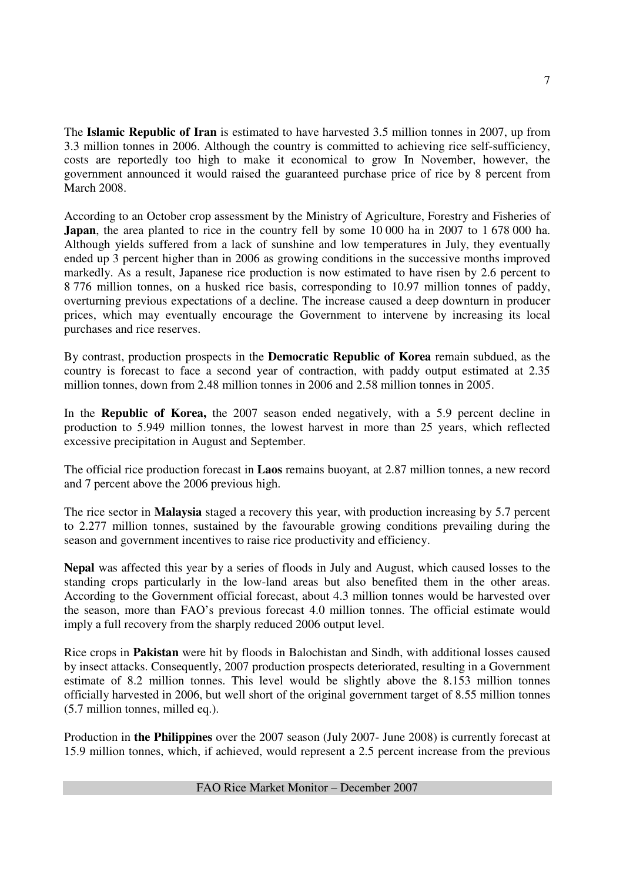The **Islamic Republic of Iran** is estimated to have harvested 3.5 million tonnes in 2007, up from 3.3 million tonnes in 2006. Although the country is committed to achieving rice self-sufficiency, costs are reportedly too high to make it economical to grow In November, however, the government announced it would raised the guaranteed purchase price of rice by 8 percent from March 2008.

According to an October crop assessment by the Ministry of Agriculture, Forestry and Fisheries of **Japan**, the area planted to rice in the country fell by some 10 000 ha in 2007 to 1 678 000 ha. Although yields suffered from a lack of sunshine and low temperatures in July, they eventually ended up 3 percent higher than in 2006 as growing conditions in the successive months improved markedly. As a result, Japanese rice production is now estimated to have risen by 2.6 percent to 8 776 million tonnes, on a husked rice basis, corresponding to 10.97 million tonnes of paddy, overturning previous expectations of a decline. The increase caused a deep downturn in producer prices, which may eventually encourage the Government to intervene by increasing its local purchases and rice reserves.

By contrast, production prospects in the **Democratic Republic of Korea** remain subdued, as the country is forecast to face a second year of contraction, with paddy output estimated at 2.35 million tonnes, down from 2.48 million tonnes in 2006 and 2.58 million tonnes in 2005.

In the **Republic of Korea,** the 2007 season ended negatively, with a 5.9 percent decline in production to 5.949 million tonnes, the lowest harvest in more than 25 years, which reflected excessive precipitation in August and September.

The official rice production forecast in **Laos** remains buoyant, at 2.87 million tonnes, a new record and 7 percent above the 2006 previous high.

The rice sector in **Malaysia** staged a recovery this year, with production increasing by 5.7 percent to 2.277 million tonnes, sustained by the favourable growing conditions prevailing during the season and government incentives to raise rice productivity and efficiency.

**Nepal** was affected this year by a series of floods in July and August, which caused losses to the standing crops particularly in the low-land areas but also benefited them in the other areas. According to the Government official forecast, about 4.3 million tonnes would be harvested over the season, more than FAO's previous forecast 4.0 million tonnes. The official estimate would imply a full recovery from the sharply reduced 2006 output level.

Rice crops in **Pakistan** were hit by floods in Balochistan and Sindh, with additional losses caused by insect attacks. Consequently, 2007 production prospects deteriorated, resulting in a Government estimate of 8.2 million tonnes. This level would be slightly above the 8.153 million tonnes officially harvested in 2006, but well short of the original government target of 8.55 million tonnes (5.7 million tonnes, milled eq.).

Production in **the Philippines** over the 2007 season (July 2007- June 2008) is currently forecast at 15.9 million tonnes, which, if achieved, would represent a 2.5 percent increase from the previous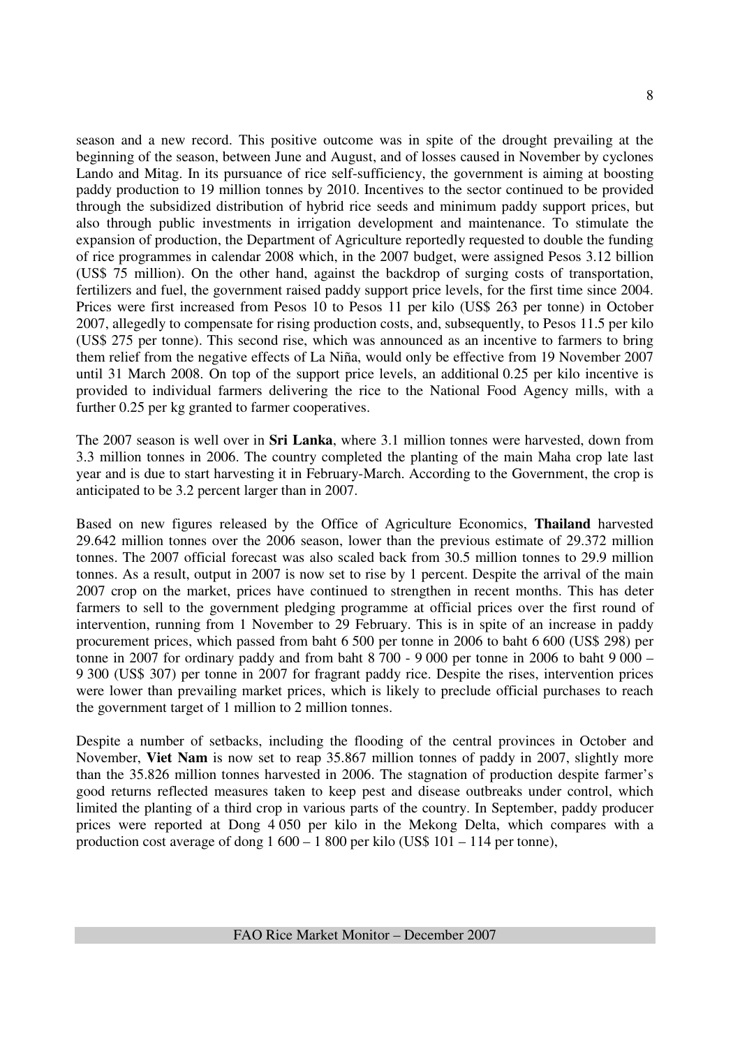season and a new record. This positive outcome was in spite of the drought prevailing at the beginning of the season, between June and August, and of losses caused in November by cyclones Lando and Mitag. In its pursuance of rice self-sufficiency, the government is aiming at boosting paddy production to 19 million tonnes by 2010. Incentives to the sector continued to be provided through the subsidized distribution of hybrid rice seeds and minimum paddy support prices, but also through public investments in irrigation development and maintenance. To stimulate the expansion of production, the Department of Agriculture reportedly requested to double the funding of rice programmes in calendar 2008 which, in the 2007 budget, were assigned Pesos 3.12 billion (US$ 75 million). On the other hand, against the backdrop of surging costs of transportation, fertilizers and fuel, the government raised paddy support price levels, for the first time since 2004. Prices were first increased from Pesos 10 to Pesos 11 per kilo (US$ 263 per tonne) in October 2007, allegedly to compensate for rising production costs, and, subsequently, to Pesos 11.5 per kilo (US$ 275 per tonne). This second rise, which was announced as an incentive to farmers to bring them relief from the negative effects of La Niña, would only be effective from 19 November 2007 until 31 March 2008. On top of the support price levels, an additional 0.25 per kilo incentive is provided to individual farmers delivering the rice to the National Food Agency mills, with a further 0.25 per kg granted to farmer cooperatives.

The 2007 season is well over in **Sri Lanka**, where 3.1 million tonnes were harvested, down from 3.3 million tonnes in 2006. The country completed the planting of the main Maha crop late last year and is due to start harvesting it in February-March. According to the Government, the crop is anticipated to be 3.2 percent larger than in 2007.

Based on new figures released by the Office of Agriculture Economics, **Thailand** harvested 29.642 million tonnes over the 2006 season, lower than the previous estimate of 29.372 million tonnes. The 2007 official forecast was also scaled back from 30.5 million tonnes to 29.9 million tonnes. As a result, output in 2007 is now set to rise by 1 percent. Despite the arrival of the main 2007 crop on the market, prices have continued to strengthen in recent months. This has deter farmers to sell to the government pledging programme at official prices over the first round of intervention, running from 1 November to 29 February. This is in spite of an increase in paddy procurement prices, which passed from baht 6 500 per tonne in 2006 to baht 6 600 (US$ 298) per tonne in 2007 for ordinary paddy and from baht 8 700 - 9 000 per tonne in 2006 to baht 9 000 – 9 300 (US$ 307) per tonne in 2007 for fragrant paddy rice. Despite the rises, intervention prices were lower than prevailing market prices, which is likely to preclude official purchases to reach the government target of 1 million to 2 million tonnes.

Despite a number of setbacks, including the flooding of the central provinces in October and November, **Viet Nam** is now set to reap 35.867 million tonnes of paddy in 2007, slightly more than the 35.826 million tonnes harvested in 2006. The stagnation of production despite farmer's good returns reflected measures taken to keep pest and disease outbreaks under control, which limited the planting of a third crop in various parts of the country. In September, paddy producer prices were reported at Dong 4 050 per kilo in the Mekong Delta, which compares with a production cost average of dong 1 600 – 1 800 per kilo (US$ 101 – 114 per tonne),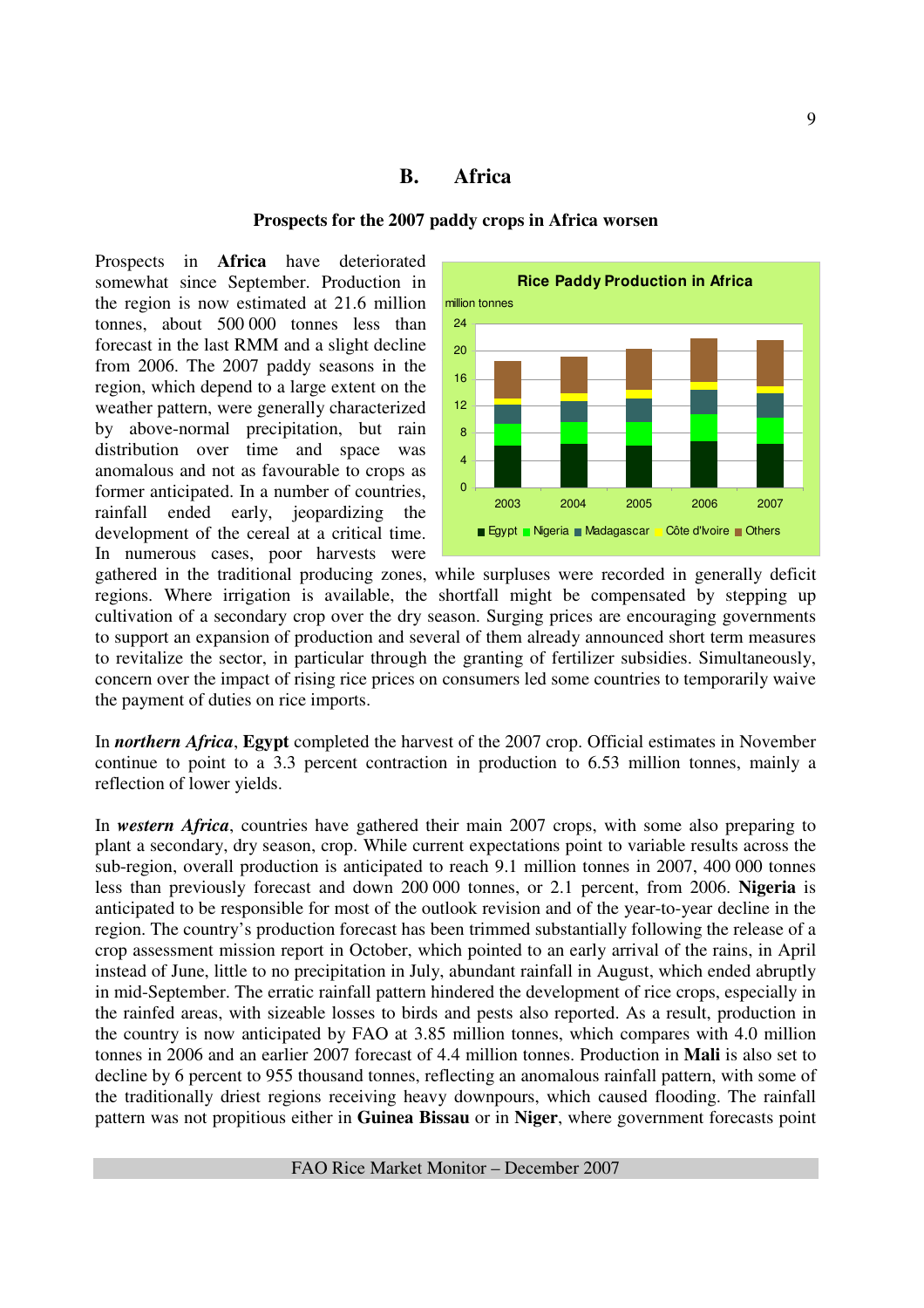## B. Africa

### Prospects for the 2007 paddy crops in Africa worsen

Prospects in **Africa** have deteriorated somewhat since September. Production in the region is now estimated at 21.6 million tonnes, about 500 000 tonnes less than forecast in the last RMM and a slight decline from 2006. The 2007 paddy seasons in the region, which depend to a large extent on the weather pattern, were generally characterized by above-normal precipitation, but rain distribution over time and space was anomalous and not as favourable to crops as former anticipated. In a number of countries, rainfall ended early, jeopardizing the development of the cereal at a critical time. In numerous cases, poor harvests were gathered in the traditional producing zones, while surpluses were recorded in generally deficit regions. Where irrigation is available, the shortfall might be compensated by stepping up cultivation of a secondary crop over the dry season. Surging prices are encouraging governments to support an expansion of production and several of them already announced short term measures to revitalize the sector, in particular through the granting of fertilizer subsidies. Simultaneously, concern over the impact of rising rice prices on consumers led some countries to temporarily waive the payment of duties on rice imports.

**Rice Paddy Production in Africa**

million tonnes

Egypt, Nigeria, Madagascar, Côte d'Ivoire, Others (2003–2007)

In ***northern Africa***, **Egypt** completed the harvest of the 2007 crop. Official estimates in November continue to point to a 3.3 percent contraction in production to 6.53 million tonnes, mainly a reflection of lower yields.

In ***western Africa***, countries have gathered their main 2007 crops, with some also preparing to plant a secondary, dry season, crop. While current expectations point to variable results across the sub-region, overall production is anticipated to reach 9.1 million tonnes in 2007, 400 000 tonnes less than previously forecast and down 200 000 tonnes, or 2.1 percent, from 2006. **Nigeria** is anticipated to be responsible for most of the outlook revision and of the year-to-year decline in the region. The country's production forecast has been trimmed substantially following the release of a crop assessment mission report in October, which pointed to an early arrival of the rains, in April instead of June, little to no precipitation in July, abundant rainfall in August, which ended abruptly in mid-September. The erratic rainfall pattern hindered the development of rice crops, especially in the rainfed areas, with sizeable losses to birds and pests also reported. As a result, production in the country is now anticipated by FAO at 3.85 million tonnes, which compares with 4.0 million tonnes in 2006 and an earlier 2007 forecast of 4.4 million tonnes. Production in **Mali** is also set to decline by 6 percent to 955 thousand tonnes, reflecting an anomalous rainfall pattern, with some of the traditionally driest regions receiving heavy downpours, which caused flooding. The rainfall pattern was not propitious either in **Guinea Bissau** or in **Niger**, where government forecasts point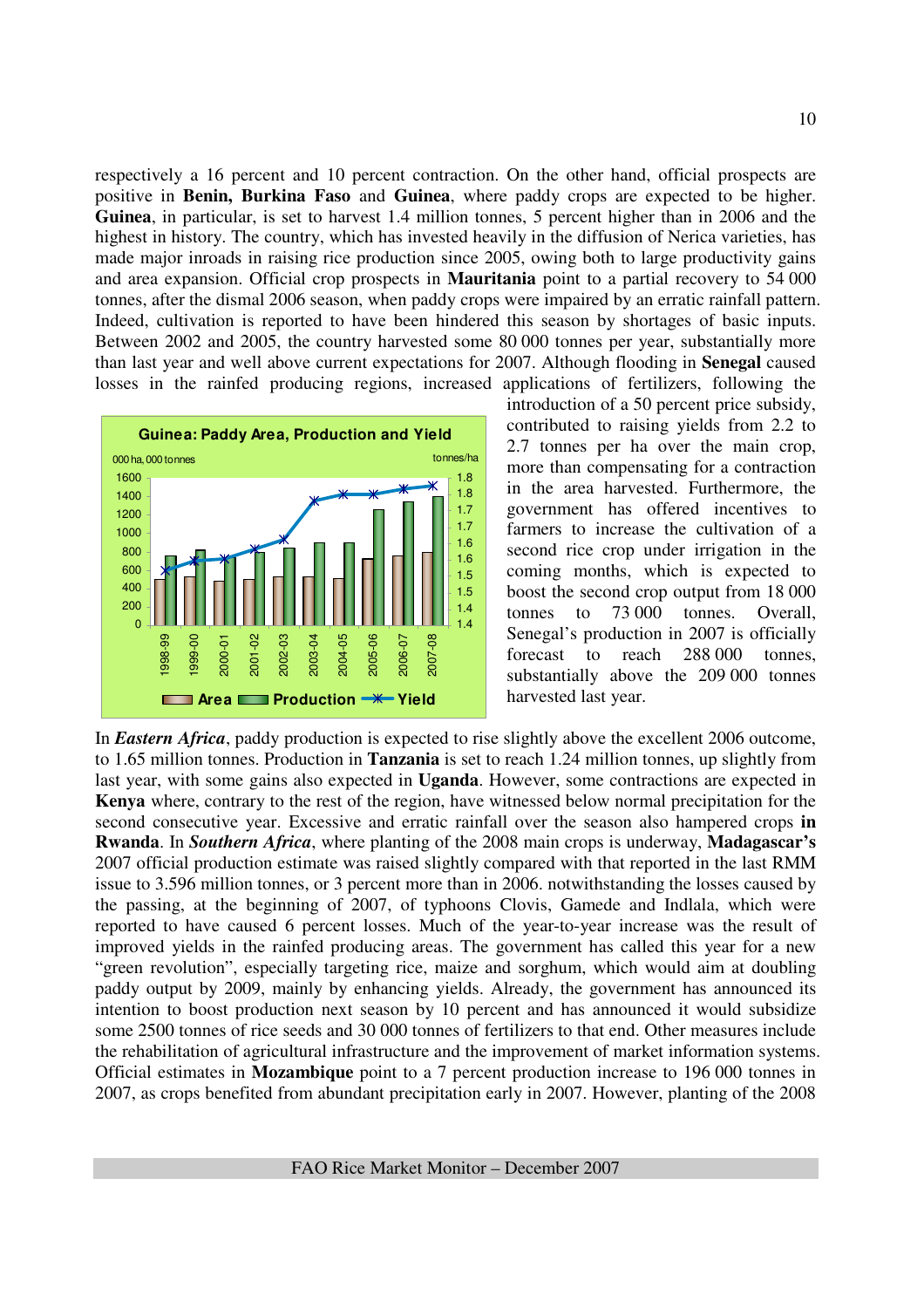respectively a 16 percent and 10 percent contraction. On the other hand, official prospects are positive in **Benin, Burkina Faso** and **Guinea**, where paddy crops are expected to be higher. **Guinea**, in particular, is set to harvest 1.4 million tonnes, 5 percent higher than in 2006 and the highest in history. The country, which has invested heavily in the diffusion of Nerica varieties, has made major inroads in raising rice production since 2005, owing both to large productivity gains and area expansion. Official crop prospects in **Mauritania** point to a partial recovery to 54 000 tonnes, after the dismal 2006 season, when paddy crops were impaired by an erratic rainfall pattern. Indeed, cultivation is reported to have been hindered this season by shortages of basic inputs. Between 2002 and 2005, the country harvested some 80 000 tonnes per year, substantially more than last year and well above current expectations for 2007. Although flooding in **Senegal** caused losses in the rainfed producing regions, increased applications of fertilizers, following the introduction of a 50 percent price subsidy, contributed to raising yields from 2.2 to 2.7 tonnes per ha over the main crop, more than compensating for a contraction in the area harvested. Furthermore, the government has offered incentives to farmers to increase the cultivation of a second rice crop under irrigation in the coming months, which is expected to boost the second crop output from 18 000 tonnes to 73 000 tonnes. Overall, Senegal's production in 2007 is officially forecast to reach 288 000 tonnes, substantially above the 209 000 tonnes harvested last year.

**Guinea: Paddy Area, Production and Yield**

000 ha, 000 tonnes — tonnes/ha

1998-99, 1999-00, 2000-01, 2001-02, 2002-03, 2003-04, 2004-05, 2005-06, 2006-07, 2007-08

Area — Production — Yield

In ***Eastern Africa***, paddy production is expected to rise slightly above the excellent 2006 outcome, to 1.65 million tonnes. Production in **Tanzania** is set to reach 1.24 million tonnes, up slightly from last year, with some gains also expected in **Uganda**. However, some contractions are expected in **Kenya** where, contrary to the rest of the region, have witnessed below normal precipitation for the second consecutive year. Excessive and erratic rainfall over the season also hampered crops **in Rwanda**. In ***Southern Africa***, where planting of the 2008 main crops is underway, **Madagascar's** 2007 official production estimate was raised slightly compared with that reported in the last RMM issue to 3.596 million tonnes, or 3 percent more than in 2006. notwithstanding the losses caused by the passing, at the beginning of 2007, of typhoons Clovis, Gamede and Indlala, which were reported to have caused 6 percent losses. Much of the year-to-year increase was the result of improved yields in the rainfed producing areas. The government has called this year for a new "green revolution", especially targeting rice, maize and sorghum, which would aim at doubling paddy output by 2009, mainly by enhancing yields. Already, the government has announced its intention to boost production next season by 10 percent and has announced it would subsidize some 2500 tonnes of rice seeds and 30 000 tonnes of fertilizers to that end. Other measures include the rehabilitation of agricultural infrastructure and the improvement of market information systems. Official estimates in **Mozambique** point to a 7 percent production increase to 196 000 tonnes in 2007, as crops benefited from abundant precipitation early in 2007. However, planting of the 2008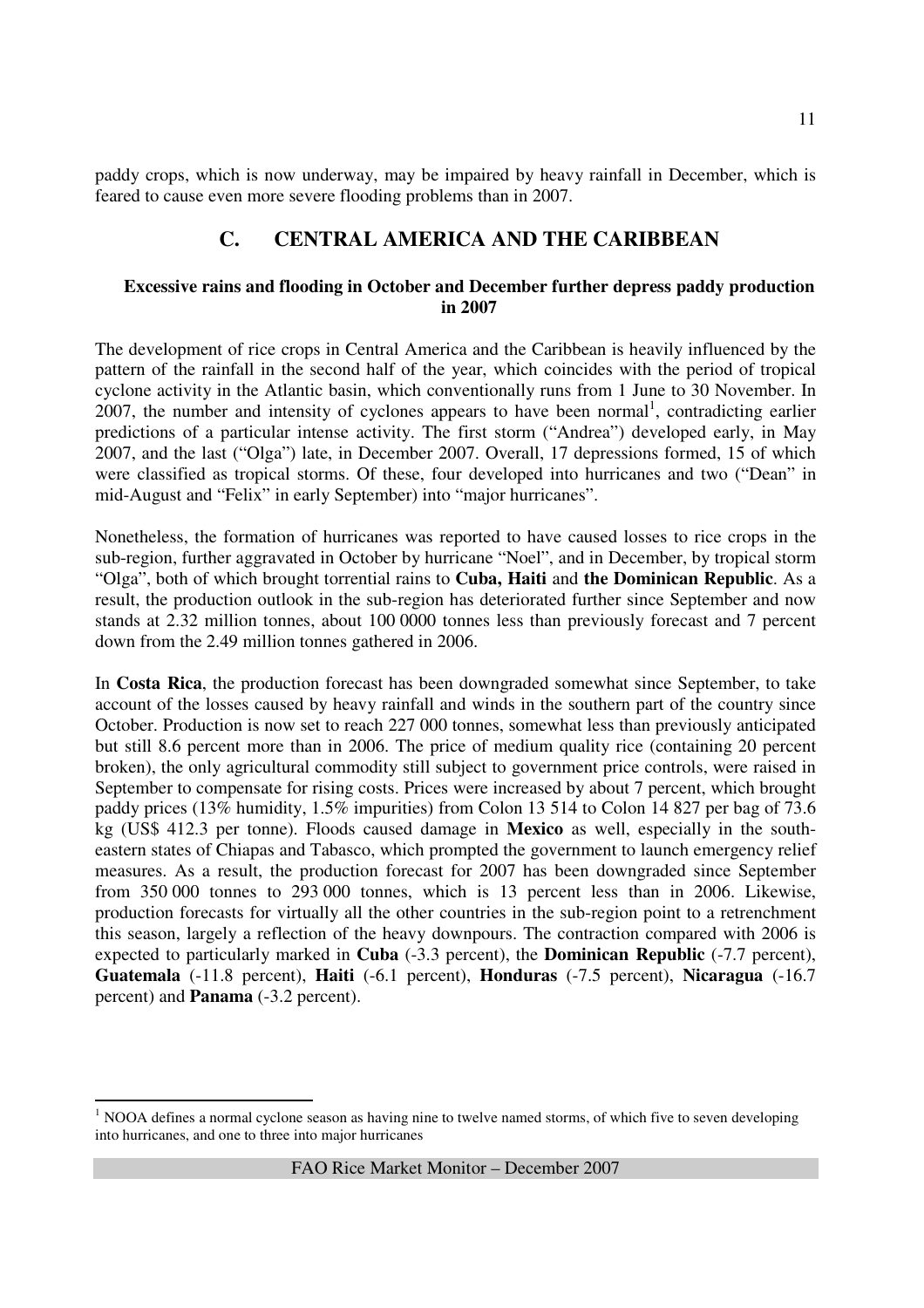paddy crops, which is now underway, may be impaired by heavy rainfall in December, which is feared to cause even more severe flooding problems than in 2007.

## C. CENTRAL AMERICA AND THE CARIBBEAN

### Excessive rains and flooding in October and December further depress paddy production in 2007

The development of rice crops in Central America and the Caribbean is heavily influenced by the pattern of the rainfall in the second half of the year, which coincides with the period of tropical cyclone activity in the Atlantic basin, which conventionally runs from 1 June to 30 November. In 2007, the number and intensity of cyclones appears to have been normal[1], contradicting earlier predictions of a particular intense activity. The first storm ("Andrea") developed early, in May 2007, and the last ("Olga") late, in December 2007. Overall, 17 depressions formed, 15 of which were classified as tropical storms. Of these, four developed into hurricanes and two ("Dean" in mid-August and "Felix" in early September) into "major hurricanes".

Nonetheless, the formation of hurricanes was reported to have caused losses to rice crops in the sub-region, further aggravated in October by hurricane "Noel", and in December, by tropical storm "Olga", both of which brought torrential rains to **Cuba, Haiti** and **the Dominican Republic**. As a result, the production outlook in the sub-region has deteriorated further since September and now stands at 2.32 million tonnes, about 100 0000 tonnes less than previously forecast and 7 percent down from the 2.49 million tonnes gathered in 2006.

In **Costa Rica**, the production forecast has been downgraded somewhat since September, to take account of the losses caused by heavy rainfall and winds in the southern part of the country since October. Production is now set to reach 227 000 tonnes, somewhat less than previously anticipated but still 8.6 percent more than in 2006. The price of medium quality rice (containing 20 percent broken), the only agricultural commodity still subject to government price controls, were raised in September to compensate for rising costs. Prices were increased by about 7 percent, which brought paddy prices (13% humidity, 1.5% impurities) from Colon 13 514 to Colon 14 827 per bag of 73.6 kg (US$ 412.3 per tonne). Floods caused damage in **Mexico** as well, especially in the south-eastern states of Chiapas and Tabasco, which prompted the government to launch emergency relief measures. As a result, the production forecast for 2007 has been downgraded since September from 350 000 tonnes to 293 000 tonnes, which is 13 percent less than in 2006. Likewise, production forecasts for virtually all the other countries in the sub-region point to a retrenchment this season, largely a reflection of the heavy downpours. The contraction compared with 2006 is expected to particularly marked in **Cuba** (-3.3 percent), the **Dominican Republic** (-7.7 percent), **Guatemala** (-11.8 percent), **Haiti** (-6.1 percent), **Honduras** (-7.5 percent), **Nicaragua** (-16.7 percent) and **Panama** (-3.2 percent).

---

[1] NOOA defines a normal cyclone season as having nine to twelve named storms, of which five to seven developing into hurricanes, and one to three into major hurricanes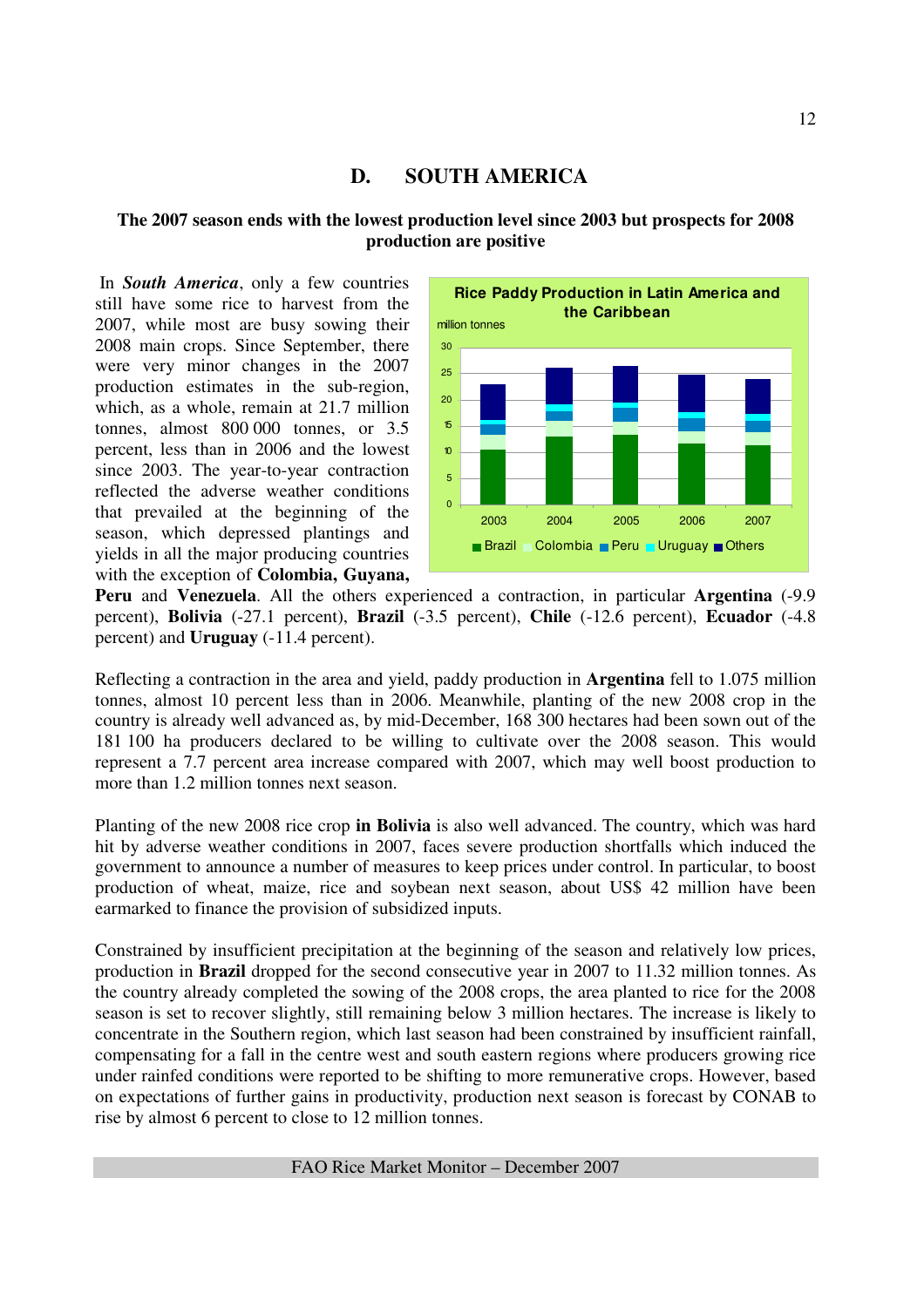## D. SOUTH AMERICA

**The 2007 season ends with the lowest production level since 2003 but prospects for 2008 production are positive**

In ***South America***, only a few countries still have some rice to harvest from the 2007, while most are busy sowing their 2008 main crops. Since September, there were very minor changes in the 2007 production estimates in the sub-region, which, as a whole, remain at 21.7 million tonnes, almost 800 000 tonnes, or 3.5 percent, less than in 2006 and the lowest since 2003. The year-to-year contraction reflected the adverse weather conditions that prevailed at the beginning of the season, which depressed plantings and yields in all the major producing countries with the exception of **Colombia, Guyana, Peru** and **Venezuela**. All the others experienced a contraction, in particular **Argentina** (-9.9 percent), **Bolivia** (-27.1 percent), **Brazil** (-3.5 percent), **Chile** (-12.6 percent), **Ecuador** (-4.8 percent) and **Uruguay** (-11.4 percent).

Reflecting a contraction in the area and yield, paddy production in **Argentina** fell to 1.075 million tonnes, almost 10 percent less than in 2006. Meanwhile, planting of the new 2008 crop in the country is already well advanced as, by mid-December, 168 300 hectares had been sown out of the 181 100 ha producers declared to be willing to cultivate over the 2008 season. This would represent a 7.7 percent area increase compared with 2007, which may well boost production to more than 1.2 million tonnes next season.

Planting of the new 2008 rice crop **in Bolivia** is also well advanced. The country, which was hard hit by adverse weather conditions in 2007, faces severe production shortfalls which induced the government to announce a number of measures to keep prices under control. In particular, to boost production of wheat, maize, rice and soybean next season, about US$ 42 million have been earmarked to finance the provision of subsidized inputs.

Constrained by insufficient precipitation at the beginning of the season and relatively low prices, production in **Brazil** dropped for the second consecutive year in 2007 to 11.32 million tonnes. As the country already completed the sowing of the 2008 crops, the area planted to rice for the 2008 season is set to recover slightly, still remaining below 3 million hectares. The increase is likely to concentrate in the Southern region, which last season had been constrained by insufficient rainfall, compensating for a fall in the centre west and south eastern regions where producers growing rice under rainfed conditions were reported to be shifting to more remunerative crops. However, based on expectations of further gains in productivity, production next season is forecast by CONAB to rise by almost 6 percent to close to 12 million tonnes.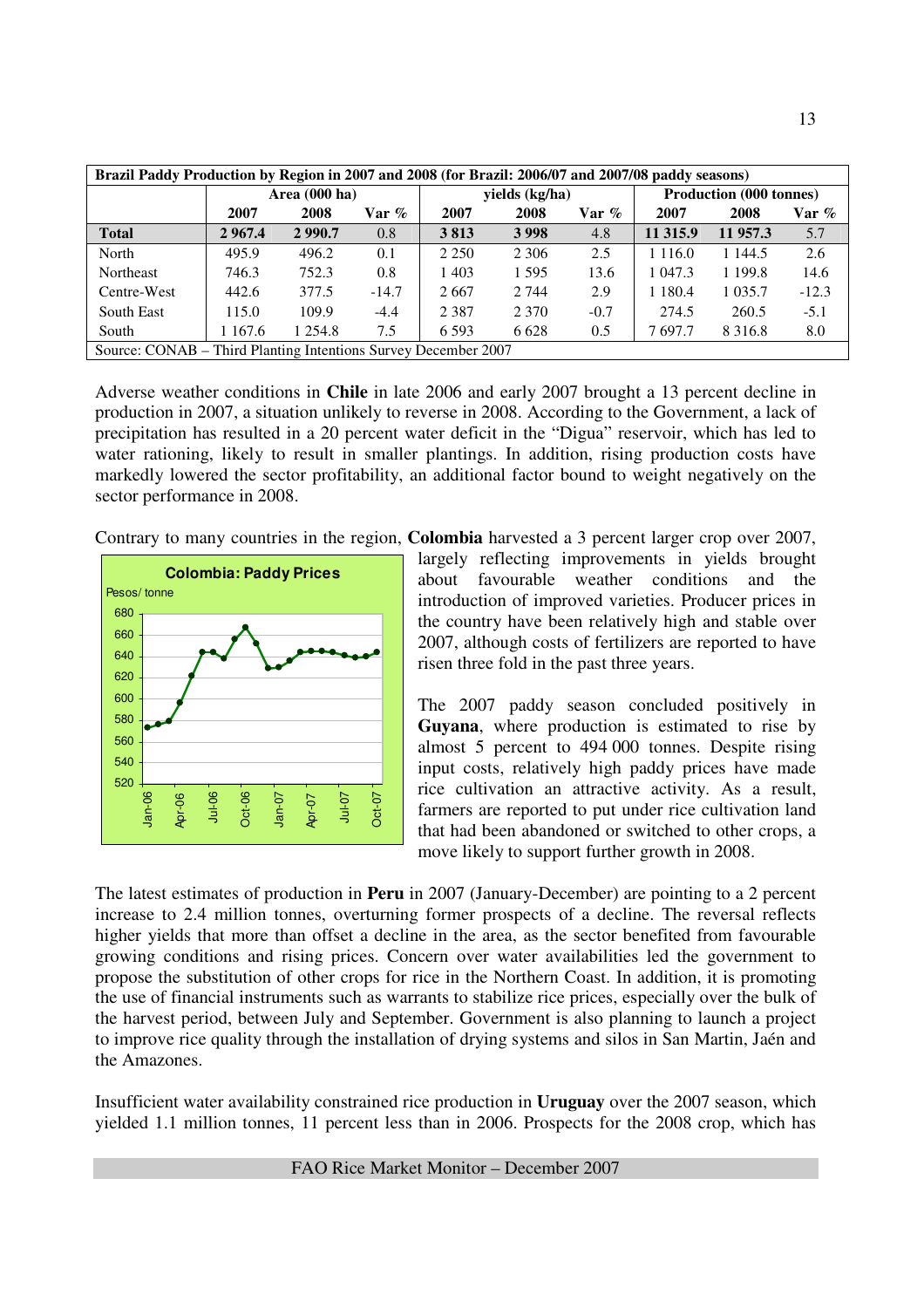| Brazil Paddy Production by Region in 2007 and 2008 (for Brazil: 2006/07 and 2007/08 paddy seasons) | | | | | | | | | |
|---|---|---|---|---|---|---|---|---|---|
| | Area (000 ha) | | | yields (kg/ha) | | | Production (000 tonnes) | | |
| | 2007 | 2008 | Var % | 2007 | 2008 | Var % | 2007 | 2008 | Var % |
| **Total** | **2 967.4** | **2 990.7** | 0.8 | **3 813** | **3 998** | 4.8 | **11 315.9** | **11 957.3** | 5.7 |
| North | 495.9 | 496.2 | 0.1 | 2 250 | 2 306 | 2.5 | 1 116.0 | 1 144.5 | 2.6 |
| Northeast | 746.3 | 752.3 | 0.8 | 1 403 | 1 595 | 13.6 | 1 047.3 | 1 199.8 | 14.6 |
| Centre-West | 442.6 | 377.5 | -14.7 | 2 667 | 2 744 | 2.9 | 1 180.4 | 1 035.7 | -12.3 |
| South East | 115.0 | 109.9 | -4.4 | 2 387 | 2 370 | -0.7 | 274.5 | 260.5 | -5.1 |
| South | 1 167.6 | 1 254.8 | 7.5 | 6 593 | 6 628 | 0.5 | 7 697.7 | 8 316.8 | 8.0 |

Source: CONAB – Third Planting Intentions Survey December 2007

Adverse weather conditions in **Chile** in late 2006 and early 2007 brought a 13 percent decline in production in 2007, a situation unlikely to reverse in 2008. According to the Government, a lack of precipitation has resulted in a 20 percent water deficit in the "Digua" reservoir, which has led to water rationing, likely to result in smaller plantings. In addition, rising production costs have markedly lowered the sector profitability, an additional factor bound to weight negatively on the sector performance in 2008.

Contrary to many countries in the region, **Colombia** harvested a 3 percent larger crop over 2007, largely reflecting improvements in yields brought about favourable weather conditions and the introduction of improved varieties. Producer prices in the country have been relatively high and stable over 2007, although costs of fertilizers are reported to have risen three fold in the past three years.

**Colombia: Paddy Prices**

Pesos/ tonne

The 2007 paddy season concluded positively in **Guyana**, where production is estimated to rise by almost 5 percent to 494 000 tonnes. Despite rising input costs, relatively high paddy prices have made rice cultivation an attractive activity. As a result, farmers are reported to put under rice cultivation land that had been abandoned or switched to other crops, a move likely to support further growth in 2008.

The latest estimates of production in **Peru** in 2007 (January-December) are pointing to a 2 percent increase to 2.4 million tonnes, overturning former prospects of a decline. The reversal reflects higher yields that more than offset a decline in the area, as the sector benefited from favourable growing conditions and rising prices. Concern over water availabilities led the government to propose the substitution of other crops for rice in the Northern Coast. In addition, it is promoting the use of financial instruments such as warrants to stabilize rice prices, especially over the bulk of the harvest period, between July and September. Government is also planning to launch a project to improve rice quality through the installation of drying systems and silos in San Martin, Jaén and the Amazones.

Insufficient water availability constrained rice production in **Uruguay** over the 2007 season, which yielded 1.1 million tonnes, 11 percent less than in 2006. Prospects for the 2008 crop, which has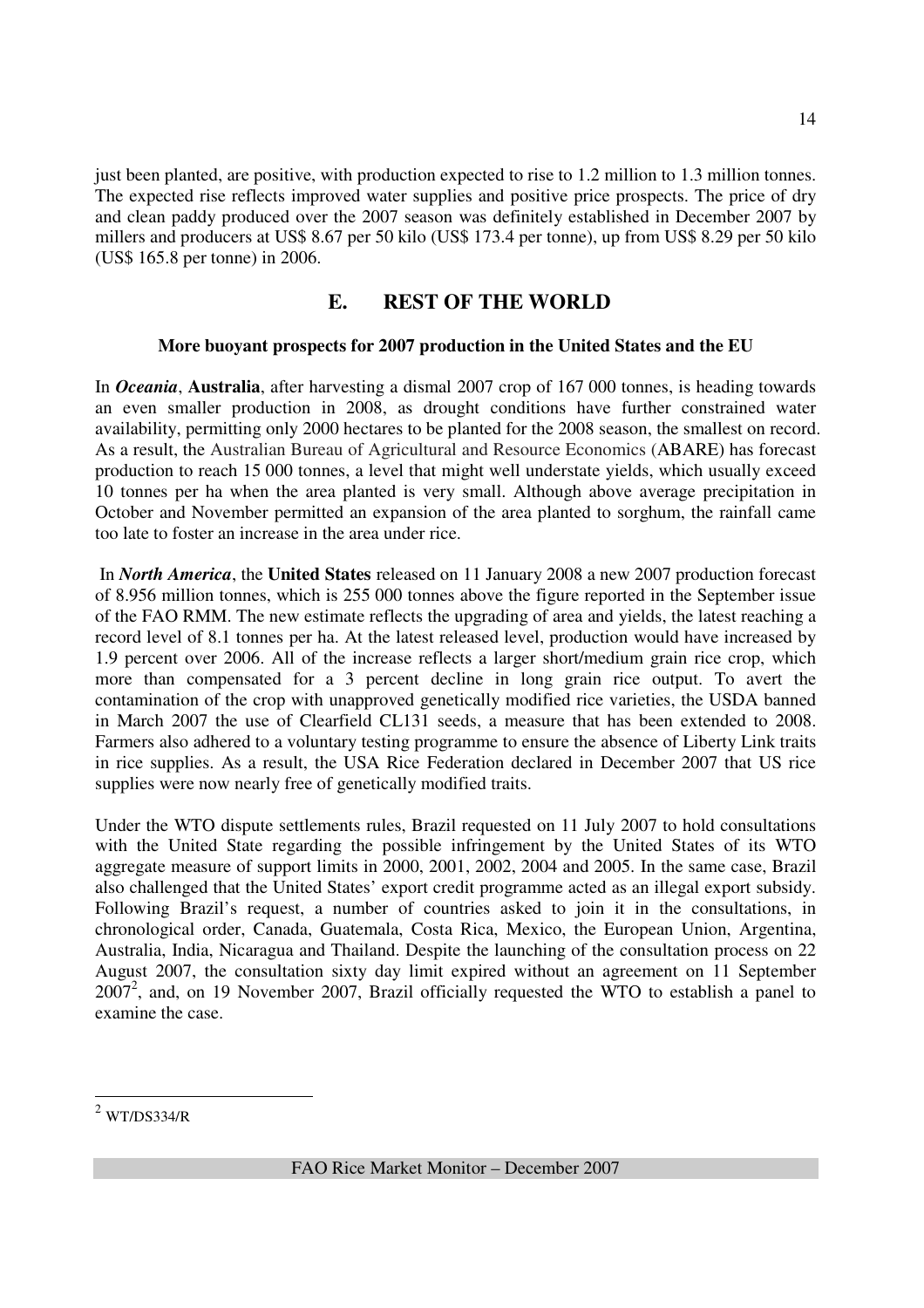just been planted, are positive, with production expected to rise to 1.2 million to 1.3 million tonnes. The expected rise reflects improved water supplies and positive price prospects. The price of dry and clean paddy produced over the 2007 season was definitely established in December 2007 by millers and producers at US$ 8.67 per 50 kilo (US$ 173.4 per tonne), up from US$ 8.29 per 50 kilo (US$ 165.8 per tonne) in 2006.

## E. REST OF THE WORLD

**More buoyant prospects for 2007 production in the United States and the EU**

In ***Oceania***, **Australia**, after harvesting a dismal 2007 crop of 167 000 tonnes, is heading towards an even smaller production in 2008, as drought conditions have further constrained water availability, permitting only 2000 hectares to be planted for the 2008 season, the smallest on record. As a result, the Australian Bureau of Agricultural and Resource Economics (ABARE) has forecast production to reach 15 000 tonnes, a level that might well understate yields, which usually exceed 10 tonnes per ha when the area planted is very small. Although above average precipitation in October and November permitted an expansion of the area planted to sorghum, the rainfall came too late to foster an increase in the area under rice.

In ***North America***, the **United States** released on 11 January 2008 a new 2007 production forecast of 8.956 million tonnes, which is 255 000 tonnes above the figure reported in the September issue of the FAO RMM. The new estimate reflects the upgrading of area and yields, the latest reaching a record level of 8.1 tonnes per ha. At the latest released level, production would have increased by 1.9 percent over 2006. All of the increase reflects a larger short/medium grain rice crop, which more than compensated for a 3 percent decline in long grain rice output. To avert the contamination of the crop with unapproved genetically modified rice varieties, the USDA banned in March 2007 the use of Clearfield CL131 seeds, a measure that has been extended to 2008. Farmers also adhered to a voluntary testing programme to ensure the absence of Liberty Link traits in rice supplies. As a result, the USA Rice Federation declared in December 2007 that US rice supplies were now nearly free of genetically modified traits.

Under the WTO dispute settlements rules, Brazil requested on 11 July 2007 to hold consultations with the United State regarding the possible infringement by the United States of its WTO aggregate measure of support limits in 2000, 2001, 2002, 2004 and 2005. In the same case, Brazil also challenged that the United States' export credit programme acted as an illegal export subsidy. Following Brazil's request, a number of countries asked to join it in the consultations, in chronological order, Canada, Guatemala, Costa Rica, Mexico, the European Union, Argentina, Australia, India, Nicaragua and Thailand. Despite the launching of the consultation process on 22 August 2007, the consultation sixty day limit expired without an agreement on 11 September 2007[2], and, on 19 November 2007, Brazil officially requested the WTO to establish a panel to examine the case.

---

[2] WT/DS334/R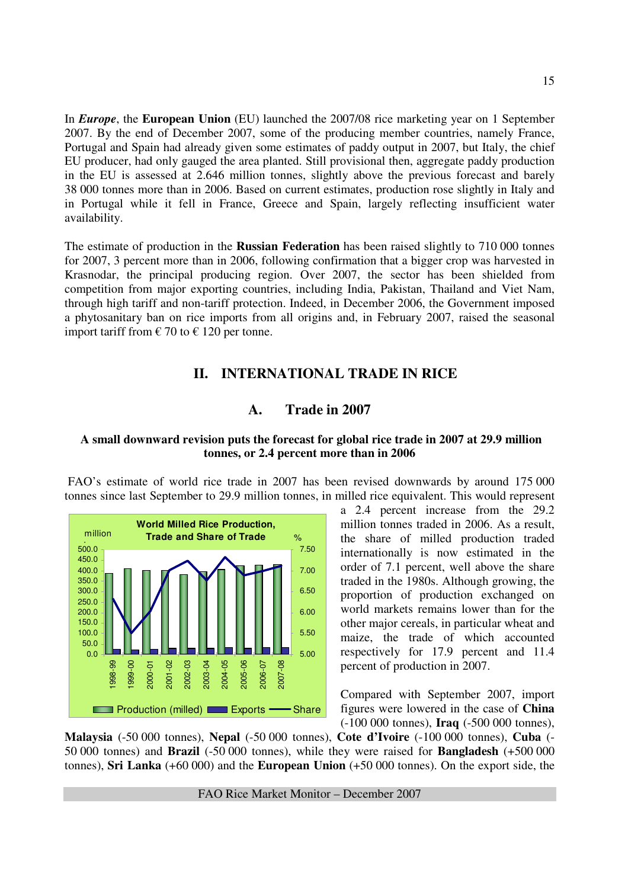In ***Europe***, the **European Union** (EU) launched the 2007/08 rice marketing year on 1 September 2007. By the end of December 2007, some of the producing member countries, namely France, Portugal and Spain had already given some estimates of paddy output in 2007, but Italy, the chief EU producer, had only gauged the area planted. Still provisional then, aggregate paddy production in the EU is assessed at 2.646 million tonnes, slightly above the previous forecast and barely 38 000 tonnes more than in 2006. Based on current estimates, production rose slightly in Italy and in Portugal while it fell in France, Greece and Spain, largely reflecting insufficient water availability.

The estimate of production in the **Russian Federation** has been raised slightly to 710 000 tonnes for 2007, 3 percent more than in 2006, following confirmation that a bigger crop was harvested in Krasnodar, the principal producing region. Over 2007, the sector has been shielded from competition from major exporting countries, including India, Pakistan, Thailand and Viet Nam, through high tariff and non-tariff protection. Indeed, in December 2006, the Government imposed a phytosanitary ban on rice imports from all origins and, in February 2007, raised the seasonal import tariff from € 70 to € 120 per tonne.

# II. INTERNATIONAL TRADE IN RICE

## A. Trade in 2007

### A small downward revision puts the forecast for global rice trade in 2007 at 29.9 million tonnes, or 2.4 percent more than in 2006

FAO's estimate of world rice trade in 2007 has been revised downwards by around 175 000 tonnes since last September to 29.9 million tonnes, in milled rice equivalent. This would represent a 2.4 percent increase from the 29.2 million tonnes traded in 2006. As a result, the share of milled production traded internationally is now estimated in the order of 7.1 percent, well above the share traded in the 1980s. Although growing, the proportion of production exchanged on world markets remains lower than for the other major cereals, in particular wheat and maize, the trade of which accounted respectively for 17.9 percent and 11.4 percent of production in 2007.

**World Milled Rice Production, Trade and Share of Trade**

Compared with September 2007, import figures were lowered in the case of **China** (-100 000 tonnes), **Iraq** (-500 000 tonnes), **Malaysia** (-50 000 tonnes), **Nepal** (-50 000 tonnes), **Cote d'Ivoire** (-100 000 tonnes), **Cuba** (-50 000 tonnes) and **Brazil** (-50 000 tonnes), while they were raised for **Bangladesh** (+500 000 tonnes), **Sri Lanka** (+60 000) and the **European Union** (+50 000 tonnes). On the export side, the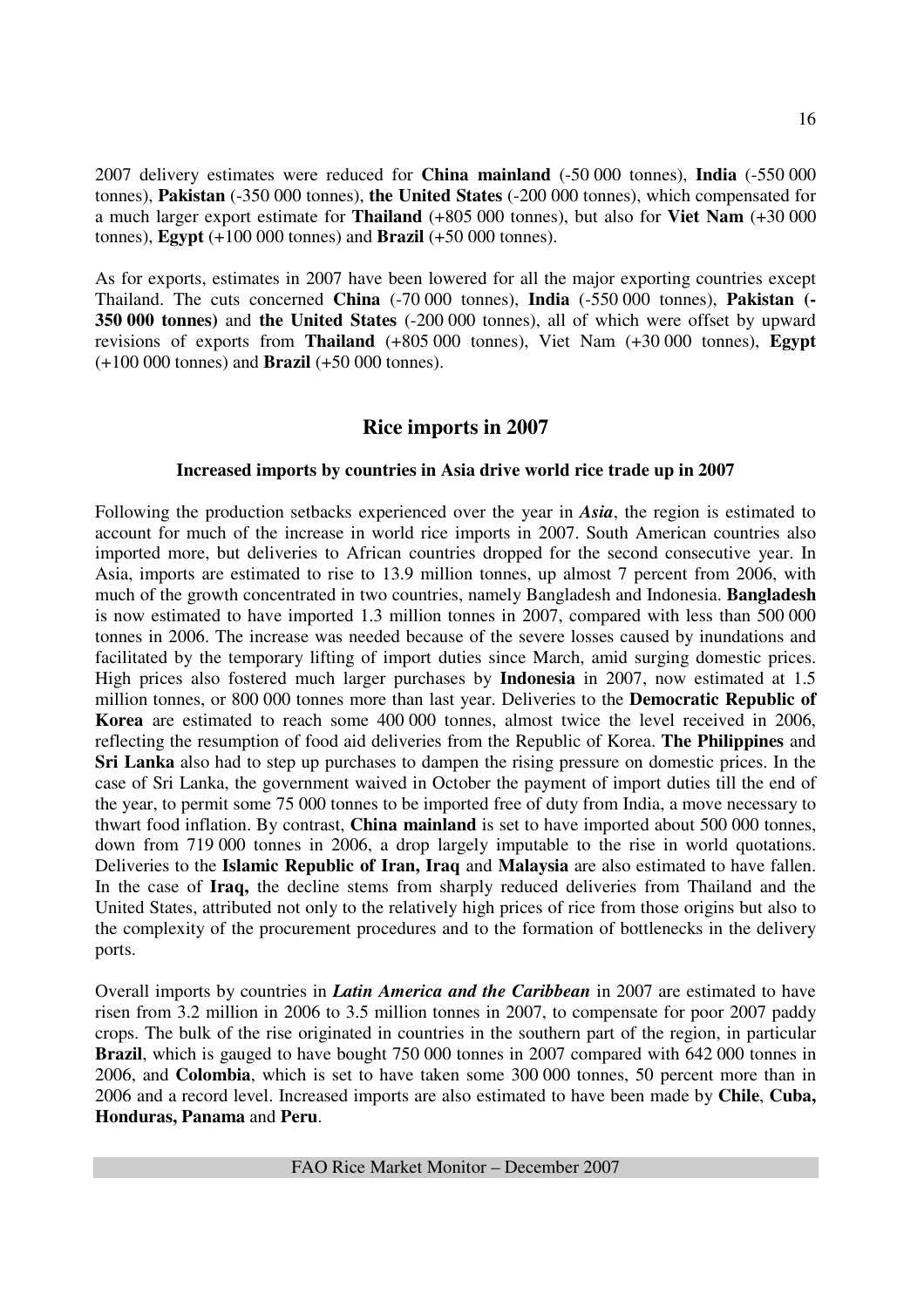2007 delivery estimates were reduced for **China mainland** (-50 000 tonnes), **India** (-550 000 tonnes), **Pakistan** (-350 000 tonnes), **the United States** (-200 000 tonnes), which compensated for a much larger export estimate for **Thailand** (+805 000 tonnes), but also for **Viet Nam** (+30 000 tonnes), **Egypt** (+100 000 tonnes) and **Brazil** (+50 000 tonnes).

As for exports, estimates in 2007 have been lowered for all the major exporting countries except Thailand. The cuts concerned **China** (-70 000 tonnes), **India** (-550 000 tonnes), **Pakistan (-350 000 tonnes)** and **the United States** (-200 000 tonnes), all of which were offset by upward revisions of exports from **Thailand** (+805 000 tonnes), Viet Nam (+30 000 tonnes), **Egypt** (+100 000 tonnes) and **Brazil** (+50 000 tonnes).

## Rice imports in 2007

### Increased imports by countries in Asia drive world rice trade up in 2007

Following the production setbacks experienced over the year in ***Asia***, the region is estimated to account for much of the increase in world rice imports in 2007. South American countries also imported more, but deliveries to African countries dropped for the second consecutive year. In Asia, imports are estimated to rise to 13.9 million tonnes, up almost 7 percent from 2006, with much of the growth concentrated in two countries, namely Bangladesh and Indonesia. **Bangladesh** is now estimated to have imported 1.3 million tonnes in 2007, compared with less than 500 000 tonnes in 2006. The increase was needed because of the severe losses caused by inundations and facilitated by the temporary lifting of import duties since March, amid surging domestic prices. High prices also fostered much larger purchases by **Indonesia** in 2007, now estimated at 1.5 million tonnes, or 800 000 tonnes more than last year. Deliveries to the **Democratic Republic of Korea** are estimated to reach some 400 000 tonnes, almost twice the level received in 2006, reflecting the resumption of food aid deliveries from the Republic of Korea. **The Philippines** and **Sri Lanka** also had to step up purchases to dampen the rising pressure on domestic prices. In the case of Sri Lanka, the government waived in October the payment of import duties till the end of the year, to permit some 75 000 tonnes to be imported free of duty from India, a move necessary to thwart food inflation. By contrast, **China mainland** is set to have imported about 500 000 tonnes, down from 719 000 tonnes in 2006, a drop largely imputable to the rise in world quotations. Deliveries to the **Islamic Republic of Iran, Iraq** and **Malaysia** are also estimated to have fallen. In the case of **Iraq,** the decline stems from sharply reduced deliveries from Thailand and the United States, attributed not only to the relatively high prices of rice from those origins but also to the complexity of the procurement procedures and to the formation of bottlenecks in the delivery ports.

Overall imports by countries in ***Latin America and the Caribbean*** in 2007 are estimated to have risen from 3.2 million in 2006 to 3.5 million tonnes in 2007, to compensate for poor 2007 paddy crops. The bulk of the rise originated in countries in the southern part of the region, in particular **Brazil**, which is gauged to have bought 750 000 tonnes in 2007 compared with 642 000 tonnes in 2006, and **Colombia**, which is set to have taken some 300 000 tonnes, 50 percent more than in 2006 and a record level. Increased imports are also estimated to have been made by **Chile**, **Cuba, Honduras, Panama** and **Peru**.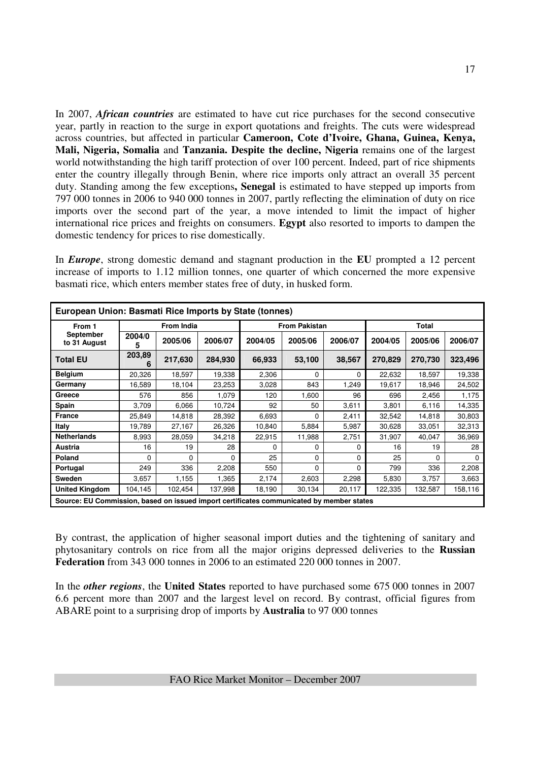In 2007, ***African countries*** are estimated to have cut rice purchases for the second consecutive year, partly in reaction to the surge in export quotations and freights. The cuts were widespread across countries, but affected in particular **Cameroon, Cote d'Ivoire, Ghana, Guinea, Kenya, Mali, Nigeria, Somalia** and **Tanzania. Despite the decline, Nigeria** remains one of the largest world notwithstanding the high tariff protection of over 100 percent. Indeed, part of rice shipments enter the country illegally through Benin, where rice imports only attract an overall 35 percent duty. Standing among the few exceptions**, Senegal** is estimated to have stepped up imports from 797 000 tonnes in 2006 to 940 000 tonnes in 2007, partly reflecting the elimination of duty on rice imports over the second part of the year, a move intended to limit the impact of higher international rice prices and freights on consumers. **Egypt** also resorted to imports to dampen the domestic tendency for prices to rise domestically.

In ***Europe***, strong domestic demand and stagnant production in the **EU** prompted a 12 percent increase of imports to 1.12 million tonnes, one quarter of which concerned the more expensive basmati rice, which enters member states free of duty, in husked form.

| **European Union: Basmati Rice Imports by State (tonnes)** | | | | | | | | | |
|---|---|---|---|---|---|---|---|---|---|
| **From 1 September to 31 August** | **From India** | | | **From Pakistan** | | | **Total** | | |
| | **2004/05** | **2005/06** | **2006/07** | **2004/05** | **2005/06** | **2006/07** | **2004/05** | **2005/06** | **2006/07** |
| **Total EU** | **203,896** | **217,630** | **284,930** | **66,933** | **53,100** | **38,567** | **270,829** | **270,730** | **323,496** |
| **Belgium** | 20,326 | 18,597 | 19,338 | 2,306 | 0 | 0 | 22,632 | 18,597 | 19,338 |
| **Germany** | 16,589 | 18,104 | 23,253 | 3,028 | 843 | 1,249 | 19,617 | 18,946 | 24,502 |
| **Greece** | 576 | 856 | 1,079 | 120 | 1,600 | 96 | 696 | 2,456 | 1,175 |
| **Spain** | 3,709 | 6,066 | 10,724 | 92 | 50 | 3,611 | 3,801 | 6,116 | 14,335 |
| **France** | 25,849 | 14,818 | 28,392 | 6,693 | 0 | 2,411 | 32,542 | 14,818 | 30,803 |
| **Italy** | 19,789 | 27,167 | 26,326 | 10,840 | 5,884 | 5,987 | 30,628 | 33,051 | 32,313 |
| **Netherlands** | 8,993 | 28,059 | 34,218 | 22,915 | 11,988 | 2,751 | 31,907 | 40,047 | 36,969 |
| **Austria** | 16 | 19 | 28 | 0 | 0 | 0 | 16 | 19 | 28 |
| **Poland** | 0 | 0 | 0 | 25 | 0 | 0 | 25 | 0 | 0 |
| **Portugal** | 249 | 336 | 2,208 | 550 | 0 | 0 | 799 | 336 | 2,208 |
| **Sweden** | 3,657 | 1,155 | 1,365 | 2,174 | 2,603 | 2,298 | 5,830 | 3,757 | 3,663 |
| **United Kingdom** | 104,145 | 102,454 | 137,998 | 18,190 | 30,134 | 20,117 | 122,335 | 132,587 | 158,116 |

**Source: EU Commission, based on issued import certificates communicated by member states**

By contrast, the application of higher seasonal import duties and the tightening of sanitary and phytosanitary controls on rice from all the major origins depressed deliveries to the **Russian Federation** from 343 000 tonnes in 2006 to an estimated 220 000 tonnes in 2007.

In the ***other regions***, the **United States** reported to have purchased some 675 000 tonnes in 2007 6.6 percent more than 2007 and the largest level on record. By contrast, official figures from ABARE point to a surprising drop of imports by **Australia** to 97 000 tonnes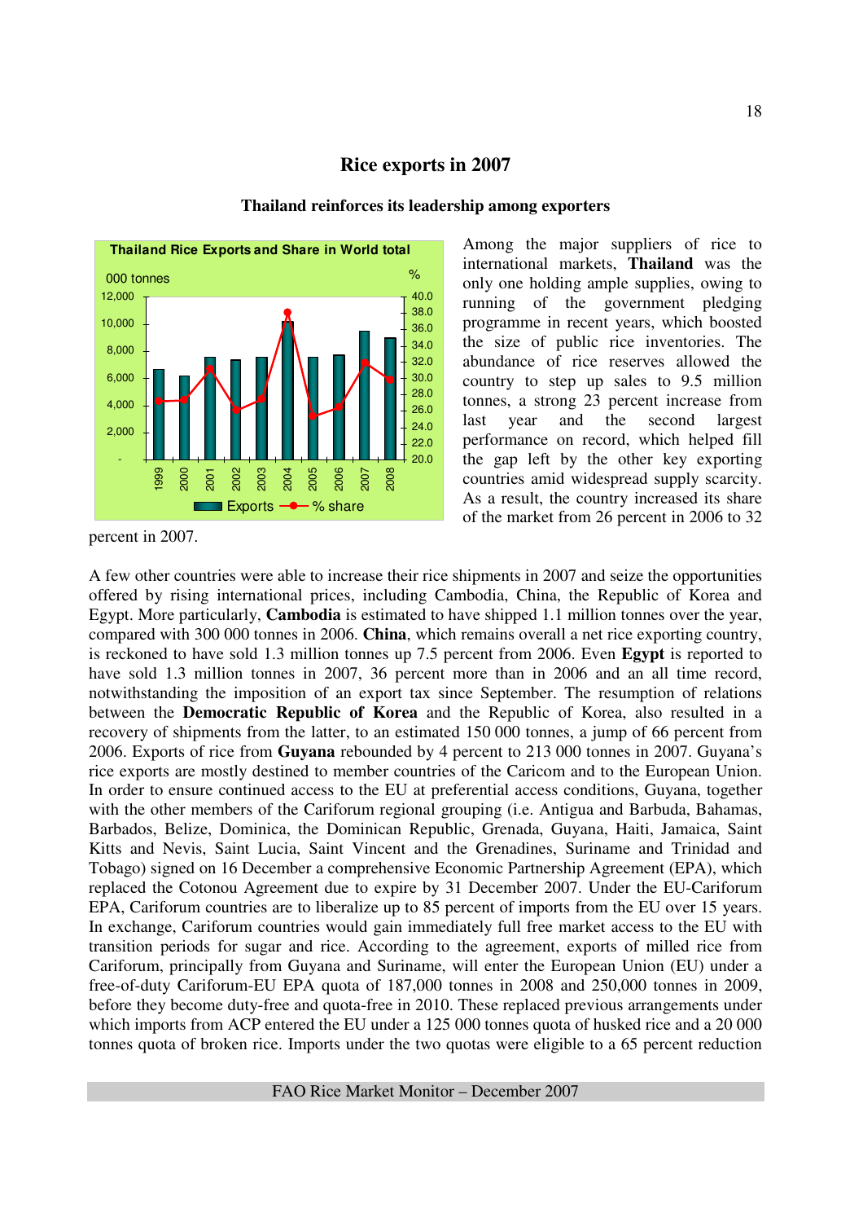## Rice exports in 2007

### Thailand reinforces its leadership among exporters

Among the major suppliers of rice to international markets, **Thailand** was the only one holding ample supplies, owing to running of the government pledging programme in recent years, which boosted the size of public rice inventories. The abundance of rice reserves allowed the country to step up sales to 9.5 million tonnes, a strong 23 percent increase from last year and the second largest performance on record, which helped fill the gap left by the other key exporting countries amid widespread supply scarcity. As a result, the country increased its share of the market from 26 percent in 2006 to 32 percent in 2007.

A few other countries were able to increase their rice shipments in 2007 and seize the opportunities offered by rising international prices, including Cambodia, China, the Republic of Korea and Egypt. More particularly, **Cambodia** is estimated to have shipped 1.1 million tonnes over the year, compared with 300 000 tonnes in 2006. **China**, which remains overall a net rice exporting country, is reckoned to have sold 1.3 million tonnes up 7.5 percent from 2006. Even **Egypt** is reported to have sold 1.3 million tonnes in 2007, 36 percent more than in 2006 and an all time record, notwithstanding the imposition of an export tax since September. The resumption of relations between the **Democratic Republic of Korea** and the Republic of Korea, also resulted in a recovery of shipments from the latter, to an estimated 150 000 tonnes, a jump of 66 percent from 2006. Exports of rice from **Guyana** rebounded by 4 percent to 213 000 tonnes in 2007. Guyana's rice exports are mostly destined to member countries of the Caricom and to the European Union. In order to ensure continued access to the EU at preferential access conditions, Guyana, together with the other members of the Cariforum regional grouping (i.e. Antigua and Barbuda, Bahamas, Barbados, Belize, Dominica, the Dominican Republic, Grenada, Guyana, Haiti, Jamaica, Saint Kitts and Nevis, Saint Lucia, Saint Vincent and the Grenadines, Suriname and Trinidad and Tobago) signed on 16 December a comprehensive Economic Partnership Agreement (EPA), which replaced the Cotonou Agreement due to expire by 31 December 2007. Under the EU-Cariforum EPA, Cariforum countries are to liberalize up to 85 percent of imports from the EU over 15 years. In exchange, Cariforum countries would gain immediately full free market access to the EU with transition periods for sugar and rice. According to the agreement, exports of milled rice from Cariforum, principally from Guyana and Suriname, will enter the European Union (EU) under a free-of-duty Cariforum-EU EPA quota of 187,000 tonnes in 2008 and 250,000 tonnes in 2009, before they become duty-free and quota-free in 2010. These replaced previous arrangements under which imports from ACP entered the EU under a 125 000 tonnes quota of husked rice and a 20 000 tonnes quota of broken rice. Imports under the two quotas were eligible to a 65 percent reduction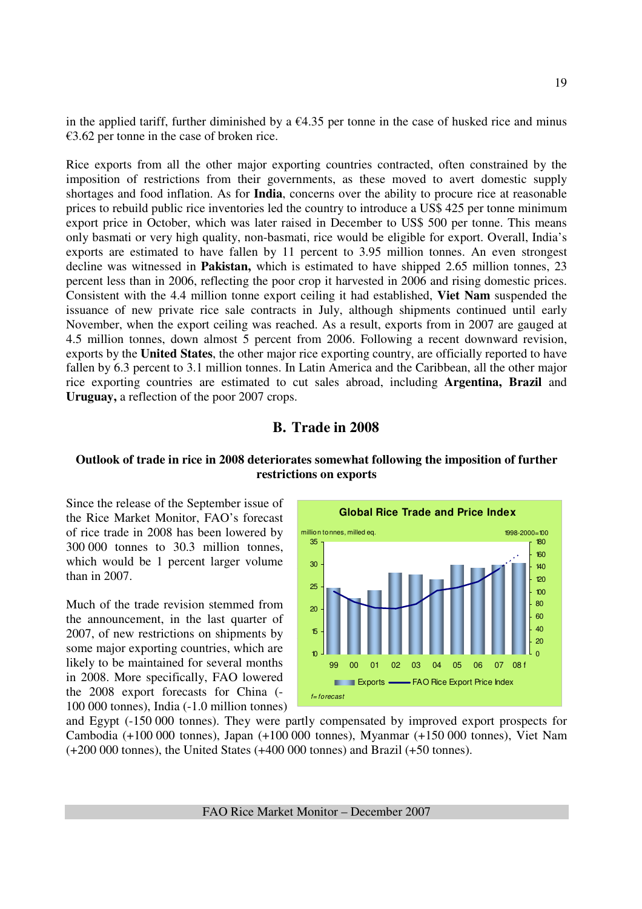in the applied tariff, further diminished by a €4.35 per tonne in the case of husked rice and minus €3.62 per tonne in the case of broken rice.

Rice exports from all the other major exporting countries contracted, often constrained by the imposition of restrictions from their governments, as these moved to avert domestic supply shortages and food inflation. As for **India**, concerns over the ability to procure rice at reasonable prices to rebuild public rice inventories led the country to introduce a US$ 425 per tonne minimum export price in October, which was later raised in December to US$ 500 per tonne. This means only basmati or very high quality, non-basmati, rice would be eligible for export. Overall, India's exports are estimated to have fallen by 11 percent to 3.95 million tonnes. An even strongest decline was witnessed in **Pakistan,** which is estimated to have shipped 2.65 million tonnes, 23 percent less than in 2006, reflecting the poor crop it harvested in 2006 and rising domestic prices. Consistent with the 4.4 million tonne export ceiling it had established, **Viet Nam** suspended the issuance of new private rice sale contracts in July, although shipments continued until early November, when the export ceiling was reached. As a result, exports from in 2007 are gauged at 4.5 million tonnes, down almost 5 percent from 2006. Following a recent downward revision, exports by the **United States**, the other major rice exporting country, are officially reported to have fallen by 6.3 percent to 3.1 million tonnes. In Latin America and the Caribbean, all the other major rice exporting countries are estimated to cut sales abroad, including **Argentina, Brazil** and **Uruguay,** a reflection of the poor 2007 crops.

## B. Trade in 2008

### Outlook of trade in rice in 2008 deteriorates somewhat following the imposition of further restrictions on exports

Since the release of the September issue of the Rice Market Monitor, FAO's forecast of rice trade in 2008 has been lowered by 300 000 tonnes to 30.3 million tonnes, which would be 1 percent larger volume than in 2007.

Much of the trade revision stemmed from the announcement, in the last quarter of 2007, of new restrictions on shipments by some major exporting countries, which are likely to be maintained for several months in 2008. More specifically, FAO lowered the 2008 export forecasts for China (-100 000 tonnes), India (-1.0 million tonnes) and Egypt (-150 000 tonnes). They were partly compensated by improved export prospects for Cambodia (+100 000 tonnes), Japan (+100 000 tonnes), Myanmar (+150 000 tonnes), Viet Nam (+200 000 tonnes), the United States (+400 000 tonnes) and Brazil (+50 tonnes).

**Global Rice Trade and Price Index**

million tonnes, milled eq. — 1998-2000=100

Exports — FAO Rice Export Price Index

*f=forecast*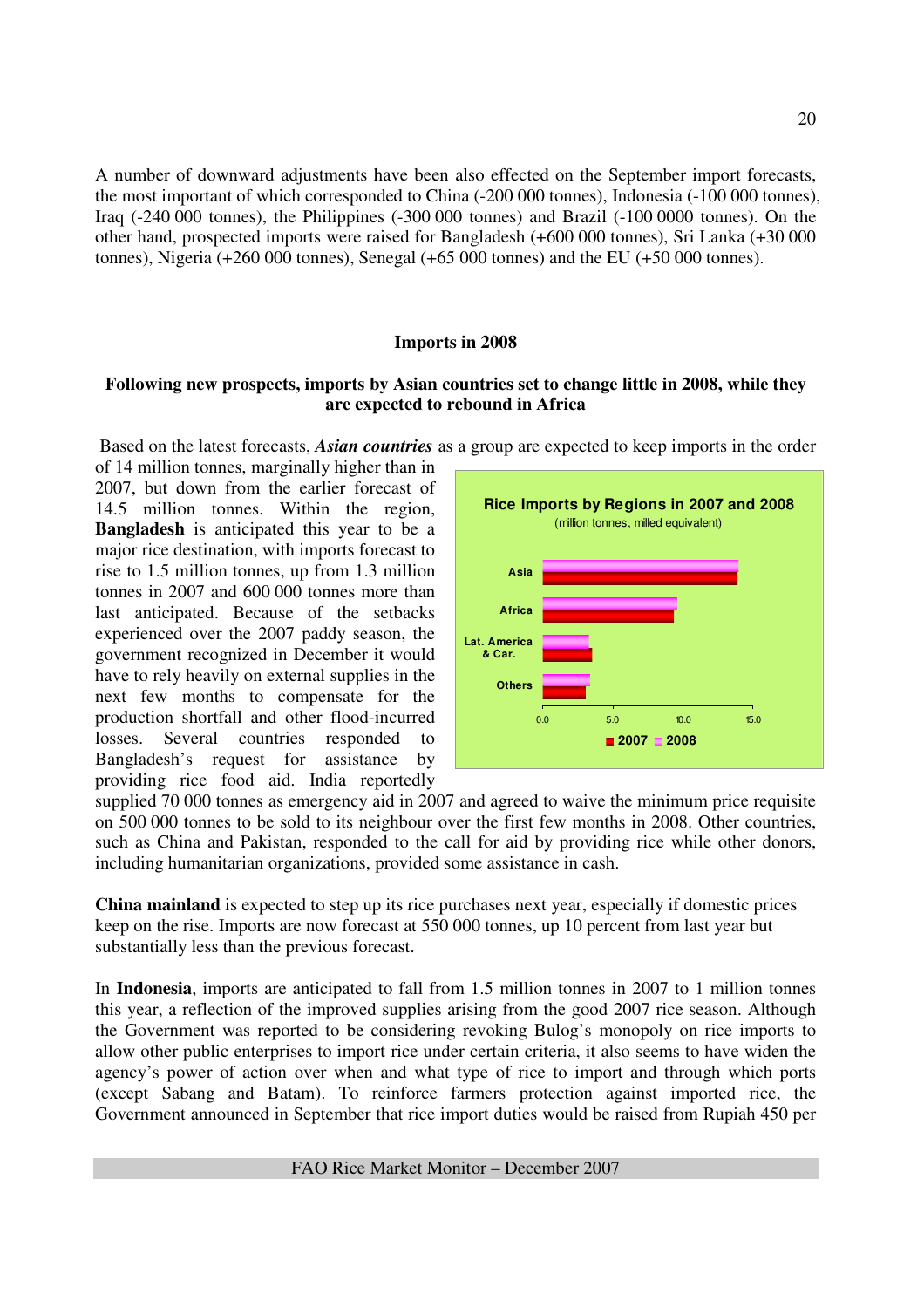A number of downward adjustments have been also effected on the September import forecasts, the most important of which corresponded to China (-200 000 tonnes), Indonesia (-100 000 tonnes), Iraq (-240 000 tonnes), the Philippines (-300 000 tonnes) and Brazil (-100 0000 tonnes). On the other hand, prospected imports were raised for Bangladesh (+600 000 tonnes), Sri Lanka (+30 000 tonnes), Nigeria (+260 000 tonnes), Senegal (+65 000 tonnes) and the EU (+50 000 tonnes).

## Imports in 2008

### Following new prospects, imports by Asian countries set to change little in 2008, while they are expected to rebound in Africa

Based on the latest forecasts, ***Asian countries*** as a group are expected to keep imports in the order of 14 million tonnes, marginally higher than in 2007, but down from the earlier forecast of 14.5 million tonnes. Within the region, **Bangladesh** is anticipated this year to be a major rice destination, with imports forecast to rise to 1.5 million tonnes, up from 1.3 million tonnes in 2007 and 600 000 tonnes more than last anticipated. Because of the setbacks experienced over the 2007 paddy season, the government recognized in December it would have to rely heavily on external supplies in the next few months to compensate for the production shortfall and other flood-incurred losses. Several countries responded to Bangladesh's request for assistance by providing rice food aid. India reportedly supplied 70 000 tonnes as emergency aid in 2007 and agreed to waive the minimum price requisite on 500 000 tonnes to be sold to its neighbour over the first few months in 2008. Other countries, such as China and Pakistan, responded to the call for aid by providing rice while other donors, including humanitarian organizations, provided some assistance in cash.

**Rice Imports by Regions in 2007 and 2008**
(million tonnes, milled equivalent)

Asia, Africa, Lat. America & Car., Others — 0.0, 5.0, 10.0, 15.0 — 2007, 2008

**China mainland** is expected to step up its rice purchases next year, especially if domestic prices keep on the rise. Imports are now forecast at 550 000 tonnes, up 10 percent from last year but substantially less than the previous forecast.

In **Indonesia**, imports are anticipated to fall from 1.5 million tonnes in 2007 to 1 million tonnes this year, a reflection of the improved supplies arising from the good 2007 rice season. Although the Government was reported to be considering revoking Bulog's monopoly on rice imports to allow other public enterprises to import rice under certain criteria, it also seems to have widen the agency's power of action over when and what type of rice to import and through which ports (except Sabang and Batam). To reinforce farmers protection against imported rice, the Government announced in September that rice import duties would be raised from Rupiah 450 per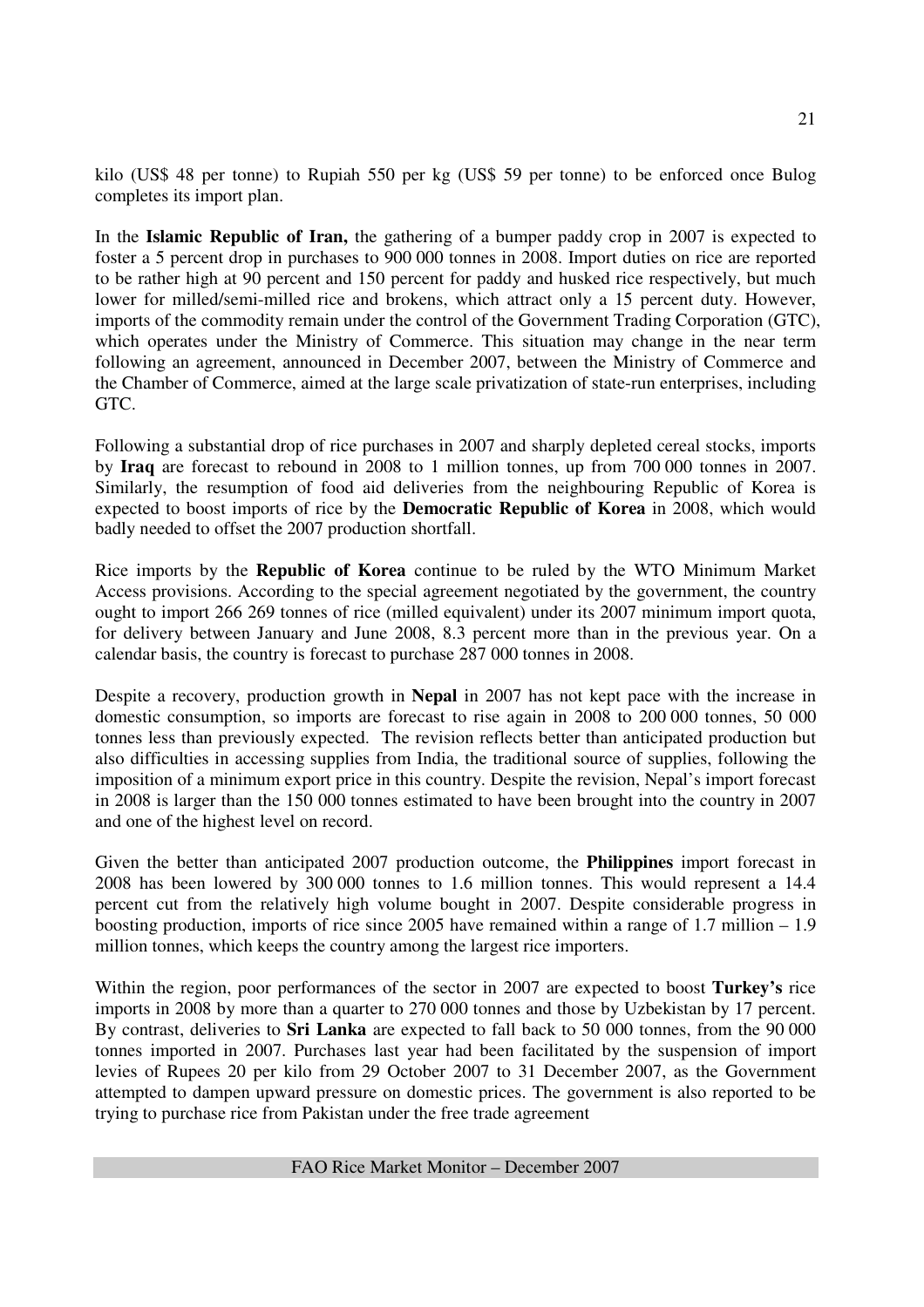kilo (US$ 48 per tonne) to Rupiah 550 per kg (US$ 59 per tonne) to be enforced once Bulog completes its import plan.

In the **Islamic Republic of Iran,** the gathering of a bumper paddy crop in 2007 is expected to foster a 5 percent drop in purchases to 900 000 tonnes in 2008. Import duties on rice are reported to be rather high at 90 percent and 150 percent for paddy and husked rice respectively, but much lower for milled/semi-milled rice and brokens, which attract only a 15 percent duty. However, imports of the commodity remain under the control of the Government Trading Corporation (GTC), which operates under the Ministry of Commerce. This situation may change in the near term following an agreement, announced in December 2007, between the Ministry of Commerce and the Chamber of Commerce, aimed at the large scale privatization of state-run enterprises, including GTC.

Following a substantial drop of rice purchases in 2007 and sharply depleted cereal stocks, imports by **Iraq** are forecast to rebound in 2008 to 1 million tonnes, up from 700 000 tonnes in 2007. Similarly, the resumption of food aid deliveries from the neighbouring Republic of Korea is expected to boost imports of rice by the **Democratic Republic of Korea** in 2008, which would badly needed to offset the 2007 production shortfall.

Rice imports by the **Republic of Korea** continue to be ruled by the WTO Minimum Market Access provisions. According to the special agreement negotiated by the government, the country ought to import 266 269 tonnes of rice (milled equivalent) under its 2007 minimum import quota, for delivery between January and June 2008, 8.3 percent more than in the previous year. On a calendar basis, the country is forecast to purchase 287 000 tonnes in 2008.

Despite a recovery, production growth in **Nepal** in 2007 has not kept pace with the increase in domestic consumption, so imports are forecast to rise again in 2008 to 200 000 tonnes, 50 000 tonnes less than previously expected. The revision reflects better than anticipated production but also difficulties in accessing supplies from India, the traditional source of supplies, following the imposition of a minimum export price in this country. Despite the revision, Nepal's import forecast in 2008 is larger than the 150 000 tonnes estimated to have been brought into the country in 2007 and one of the highest level on record.

Given the better than anticipated 2007 production outcome, the **Philippines** import forecast in 2008 has been lowered by 300 000 tonnes to 1.6 million tonnes. This would represent a 14.4 percent cut from the relatively high volume bought in 2007. Despite considerable progress in boosting production, imports of rice since 2005 have remained within a range of 1.7 million – 1.9 million tonnes, which keeps the country among the largest rice importers.

Within the region, poor performances of the sector in 2007 are expected to boost **Turkey's** rice imports in 2008 by more than a quarter to 270 000 tonnes and those by Uzbekistan by 17 percent. By contrast, deliveries to **Sri Lanka** are expected to fall back to 50 000 tonnes, from the 90 000 tonnes imported in 2007. Purchases last year had been facilitated by the suspension of import levies of Rupees 20 per kilo from 29 October 2007 to 31 December 2007, as the Government attempted to dampen upward pressure on domestic prices. The government is also reported to be trying to purchase rice from Pakistan under the free trade agreement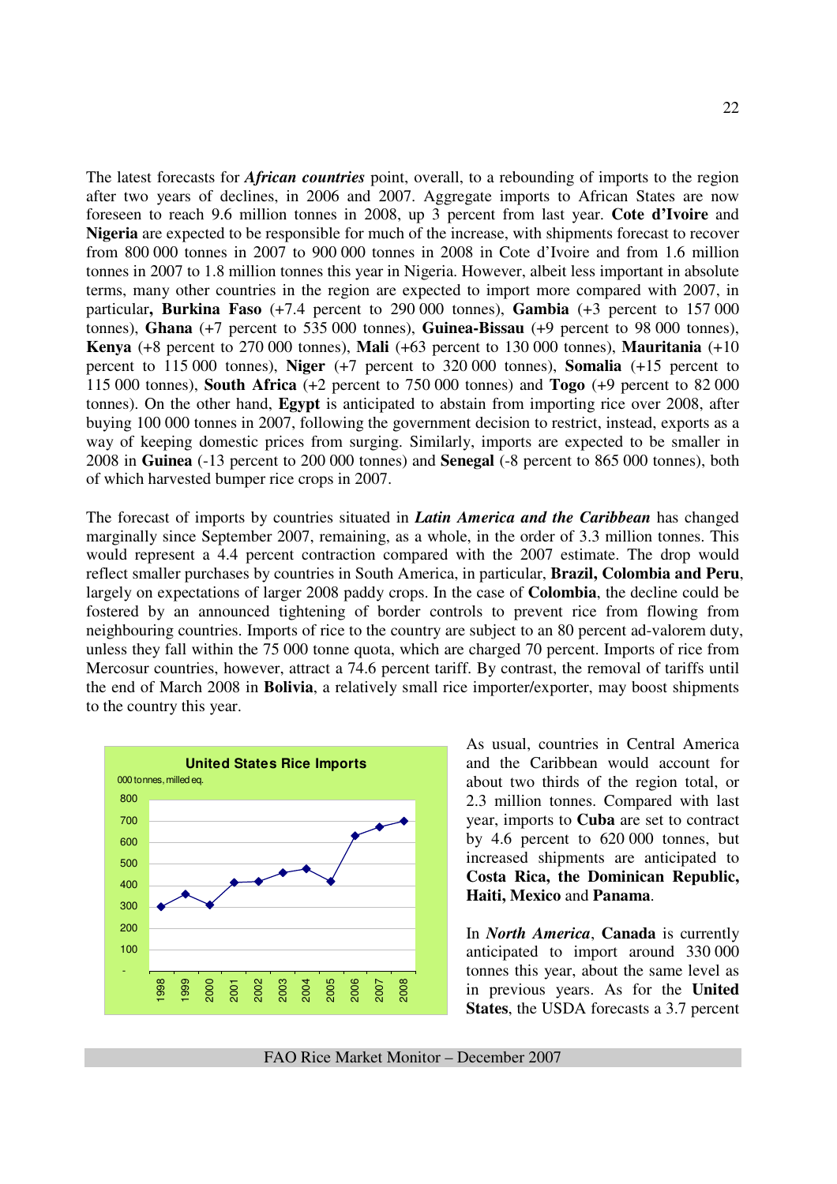The latest forecasts for ***African countries*** point, overall, to a rebounding of imports to the region after two years of declines, in 2006 and 2007. Aggregate imports to African States are now foreseen to reach 9.6 million tonnes in 2008, up 3 percent from last year. **Cote d'Ivoire** and **Nigeria** are expected to be responsible for much of the increase, with shipments forecast to recover from 800 000 tonnes in 2007 to 900 000 tonnes in 2008 in Cote d'Ivoire and from 1.6 million tonnes in 2007 to 1.8 million tonnes this year in Nigeria. However, albeit less important in absolute terms, many other countries in the region are expected to import more compared with 2007, in particular**, Burkina Faso** (+7.4 percent to 290 000 tonnes), **Gambia** (+3 percent to 157 000 tonnes), **Ghana** (+7 percent to 535 000 tonnes), **Guinea-Bissau** (+9 percent to 98 000 tonnes), **Kenya** (+8 percent to 270 000 tonnes), **Mali** (+63 percent to 130 000 tonnes), **Mauritania** (+10 percent to 115 000 tonnes), **Niger** (+7 percent to 320 000 tonnes), **Somalia** (+15 percent to 115 000 tonnes), **South Africa** (+2 percent to 750 000 tonnes) and **Togo** (+9 percent to 82 000 tonnes). On the other hand, **Egypt** is anticipated to abstain from importing rice over 2008, after buying 100 000 tonnes in 2007, following the government decision to restrict, instead, exports as a way of keeping domestic prices from surging. Similarly, imports are expected to be smaller in 2008 in **Guinea** (-13 percent to 200 000 tonnes) and **Senegal** (-8 percent to 865 000 tonnes), both of which harvested bumper rice crops in 2007.

The forecast of imports by countries situated in ***Latin America and the Caribbean*** has changed marginally since September 2007, remaining, as a whole, in the order of 3.3 million tonnes. This would represent a 4.4 percent contraction compared with the 2007 estimate. The drop would reflect smaller purchases by countries in South America, in particular, **Brazil, Colombia and Peru**, largely on expectations of larger 2008 paddy crops. In the case of **Colombia**, the decline could be fostered by an announced tightening of border controls to prevent rice from flowing from neighbouring countries. Imports of rice to the country are subject to an 80 percent ad-valorem duty, unless they fall within the 75 000 tonne quota, which are charged 70 percent. Imports of rice from Mercosur countries, however, attract a 74.6 percent tariff. By contrast, the removal of tariffs until the end of March 2008 in **Bolivia**, a relatively small rice importer/exporter, may boost shipments to the country this year.

**United States Rice Imports**

000 tonnes, milled eq.

As usual, countries in Central America and the Caribbean would account for about two thirds of the region total, or 2.3 million tonnes. Compared with last year, imports to **Cuba** are set to contract by 4.6 percent to 620 000 tonnes, but increased shipments are anticipated to **Costa Rica, the Dominican Republic, Haiti, Mexico** and **Panama**.

In ***North America***, **Canada** is currently anticipated to import around 330 000 tonnes this year, about the same level as in previous years. As for the **United States**, the USDA forecasts a 3.7 percent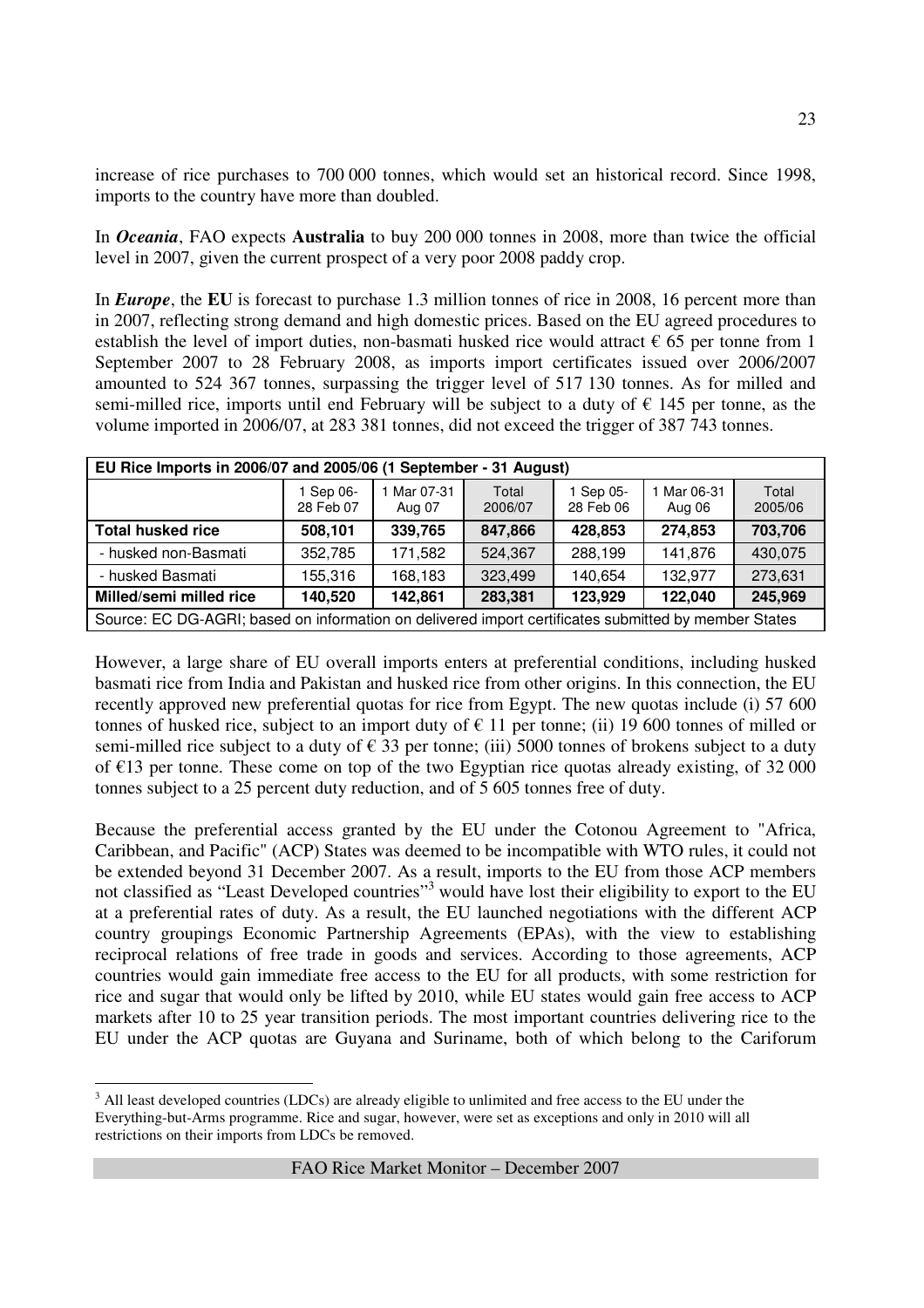increase of rice purchases to 700 000 tonnes, which would set an historical record. Since 1998, imports to the country have more than doubled.

In ***Oceania***, FAO expects **Australia** to buy 200 000 tonnes in 2008, more than twice the official level in 2007, given the current prospect of a very poor 2008 paddy crop.

In ***Europe***, the **EU** is forecast to purchase 1.3 million tonnes of rice in 2008, 16 percent more than in 2007, reflecting strong demand and high domestic prices. Based on the EU agreed procedures to establish the level of import duties, non-basmati husked rice would attract € 65 per tonne from 1 September 2007 to 28 February 2008, as imports import certificates issued over 2006/2007 amounted to 524 367 tonnes, surpassing the trigger level of 517 130 tonnes. As for milled and semi-milled rice, imports until end February will be subject to a duty of € 145 per tonne, as the volume imported in 2006/07, at 283 381 tonnes, did not exceed the trigger of 387 743 tonnes.

| **EU Rice Imports in 2006/07 and 2005/06 (1 September - 31 August)** | | | | | | |
|---|---|---|---|---|---|---|
| | 1 Sep 06-28 Feb 07 | 1 Mar 07-31 Aug 07 | Total 2006/07 | 1 Sep 05-28 Feb 06 | 1 Mar 06-31 Aug 06 | Total 2005/06 |
| **Total husked rice** | **508,101** | **339,765** | **847,866** | **428,853** | **274,853** | **703,706** |
| - husked non-Basmati | 352,785 | 171,582 | 524,367 | 288,199 | 141,876 | 430,075 |
| - husked Basmati | 155,316 | 168,183 | 323,499 | 140,654 | 132,977 | 273,631 |
| **Milled/semi milled rice** | **140,520** | **142,861** | **283,381** | **123,929** | **122,040** | **245,969** |
| Source: EC DG-AGRI; based on information on delivered import certificates submitted by member States | | | | | | |

However, a large share of EU overall imports enters at preferential conditions, including husked basmati rice from India and Pakistan and husked rice from other origins. In this connection, the EU recently approved new preferential quotas for rice from Egypt. The new quotas include (i) 57 600 tonnes of husked rice, subject to an import duty of € 11 per tonne; (ii) 19 600 tonnes of milled or semi-milled rice subject to a duty of € 33 per tonne; (iii) 5000 tonnes of brokens subject to a duty of €13 per tonne. These come on top of the two Egyptian rice quotas already existing, of 32 000 tonnes subject to a 25 percent duty reduction, and of 5 605 tonnes free of duty.

Because the preferential access granted by the EU under the Cotonou Agreement to "Africa, Caribbean, and Pacific" (ACP) States was deemed to be incompatible with WTO rules, it could not be extended beyond 31 December 2007. As a result, imports to the EU from those ACP members not classified as "Least Developed countries"[3] would have lost their eligibility to export to the EU at a preferential rates of duty. As a result, the EU launched negotiations with the different ACP country groupings Economic Partnership Agreements (EPAs), with the view to establishing reciprocal relations of free trade in goods and services. According to those agreements, ACP countries would gain immediate free access to the EU for all products, with some restriction for rice and sugar that would only be lifted by 2010, while EU states would gain free access to ACP markets after 10 to 25 year transition periods. The most important countries delivering rice to the EU under the ACP quotas are Guyana and Suriname, both of which belong to the Cariforum

[3] All least developed countries (LDCs) are already eligible to unlimited and free access to the EU under the Everything-but-Arms programme. Rice and sugar, however, were set as exceptions and only in 2010 will all restrictions on their imports from LDCs be removed.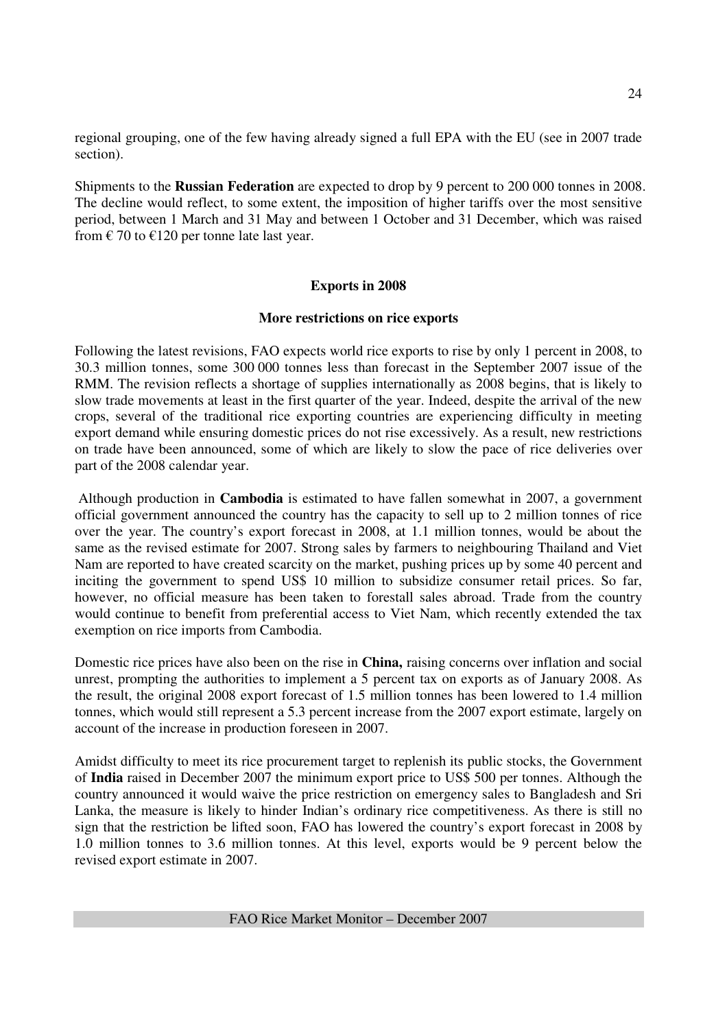regional grouping, one of the few having already signed a full EPA with the EU (see in 2007 trade section).

Shipments to the **Russian Federation** are expected to drop by 9 percent to 200 000 tonnes in 2008. The decline would reflect, to some extent, the imposition of higher tariffs over the most sensitive period, between 1 March and 31 May and between 1 October and 31 December, which was raised from € 70 to €120 per tonne late last year.

## Exports in 2008

### More restrictions on rice exports

Following the latest revisions, FAO expects world rice exports to rise by only 1 percent in 2008, to 30.3 million tonnes, some 300 000 tonnes less than forecast in the September 2007 issue of the RMM. The revision reflects a shortage of supplies internationally as 2008 begins, that is likely to slow trade movements at least in the first quarter of the year. Indeed, despite the arrival of the new crops, several of the traditional rice exporting countries are experiencing difficulty in meeting export demand while ensuring domestic prices do not rise excessively. As a result, new restrictions on trade have been announced, some of which are likely to slow the pace of rice deliveries over part of the 2008 calendar year.

Although production in **Cambodia** is estimated to have fallen somewhat in 2007, a government official government announced the country has the capacity to sell up to 2 million tonnes of rice over the year. The country's export forecast in 2008, at 1.1 million tonnes, would be about the same as the revised estimate for 2007. Strong sales by farmers to neighbouring Thailand and Viet Nam are reported to have created scarcity on the market, pushing prices up by some 40 percent and inciting the government to spend US$ 10 million to subsidize consumer retail prices. So far, however, no official measure has been taken to forestall sales abroad. Trade from the country would continue to benefit from preferential access to Viet Nam, which recently extended the tax exemption on rice imports from Cambodia.

Domestic rice prices have also been on the rise in **China,** raising concerns over inflation and social unrest, prompting the authorities to implement a 5 percent tax on exports as of January 2008. As the result, the original 2008 export forecast of 1.5 million tonnes has been lowered to 1.4 million tonnes, which would still represent a 5.3 percent increase from the 2007 export estimate, largely on account of the increase in production foreseen in 2007.

Amidst difficulty to meet its rice procurement target to replenish its public stocks, the Government of **India** raised in December 2007 the minimum export price to US$ 500 per tonnes. Although the country announced it would waive the price restriction on emergency sales to Bangladesh and Sri Lanka, the measure is likely to hinder Indian's ordinary rice competitiveness. As there is still no sign that the restriction be lifted soon, FAO has lowered the country's export forecast in 2008 by 1.0 million tonnes to 3.6 million tonnes. At this level, exports would be 9 percent below the revised export estimate in 2007.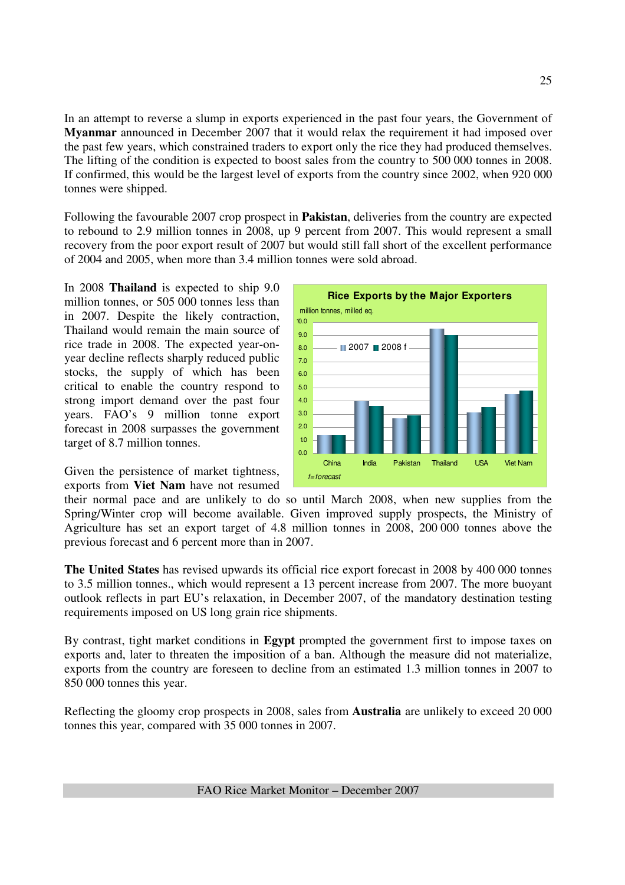In an attempt to reverse a slump in exports experienced in the past four years, the Government of **Myanmar** announced in December 2007 that it would relax the requirement it had imposed over the past few years, which constrained traders to export only the rice they had produced themselves. The lifting of the condition is expected to boost sales from the country to 500 000 tonnes in 2008. If confirmed, this would be the largest level of exports from the country since 2002, when 920 000 tonnes were shipped.

Following the favourable 2007 crop prospect in **Pakistan**, deliveries from the country are expected to rebound to 2.9 million tonnes in 2008, up 9 percent from 2007. This would represent a small recovery from the poor export result of 2007 but would still fall short of the excellent performance of 2004 and 2005, when more than 3.4 million tonnes were sold abroad.

In 2008 **Thailand** is expected to ship 9.0 million tonnes, or 505 000 tonnes less than in 2007. Despite the likely contraction, Thailand would remain the main source of rice trade in 2008. The expected year-on-year decline reflects sharply reduced public stocks, the supply of which has been critical to enable the country respond to strong import demand over the past four years. FAO's 9 million tonne export forecast in 2008 surpasses the government target of 8.7 million tonnes.

**Rice Exports by the Major Exporters**

million tonnes, milled eq.

f=forecast

Given the persistence of market tightness, exports from **Viet Nam** have not resumed their normal pace and are unlikely to do so until March 2008, when new supplies from the Spring/Winter crop will become available. Given improved supply prospects, the Ministry of Agriculture has set an export target of 4.8 million tonnes in 2008, 200 000 tonnes above the previous forecast and 6 percent more than in 2007.

**The United States** has revised upwards its official rice export forecast in 2008 by 400 000 tonnes to 3.5 million tonnes., which would represent a 13 percent increase from 2007. The more buoyant outlook reflects in part EU's relaxation, in December 2007, of the mandatory destination testing requirements imposed on US long grain rice shipments.

By contrast, tight market conditions in **Egypt** prompted the government first to impose taxes on exports and, later to threaten the imposition of a ban. Although the measure did not materialize, exports from the country are foreseen to decline from an estimated 1.3 million tonnes in 2007 to 850 000 tonnes this year.

Reflecting the gloomy crop prospects in 2008, sales from **Australia** are unlikely to exceed 20 000 tonnes this year, compared with 35 000 tonnes in 2007.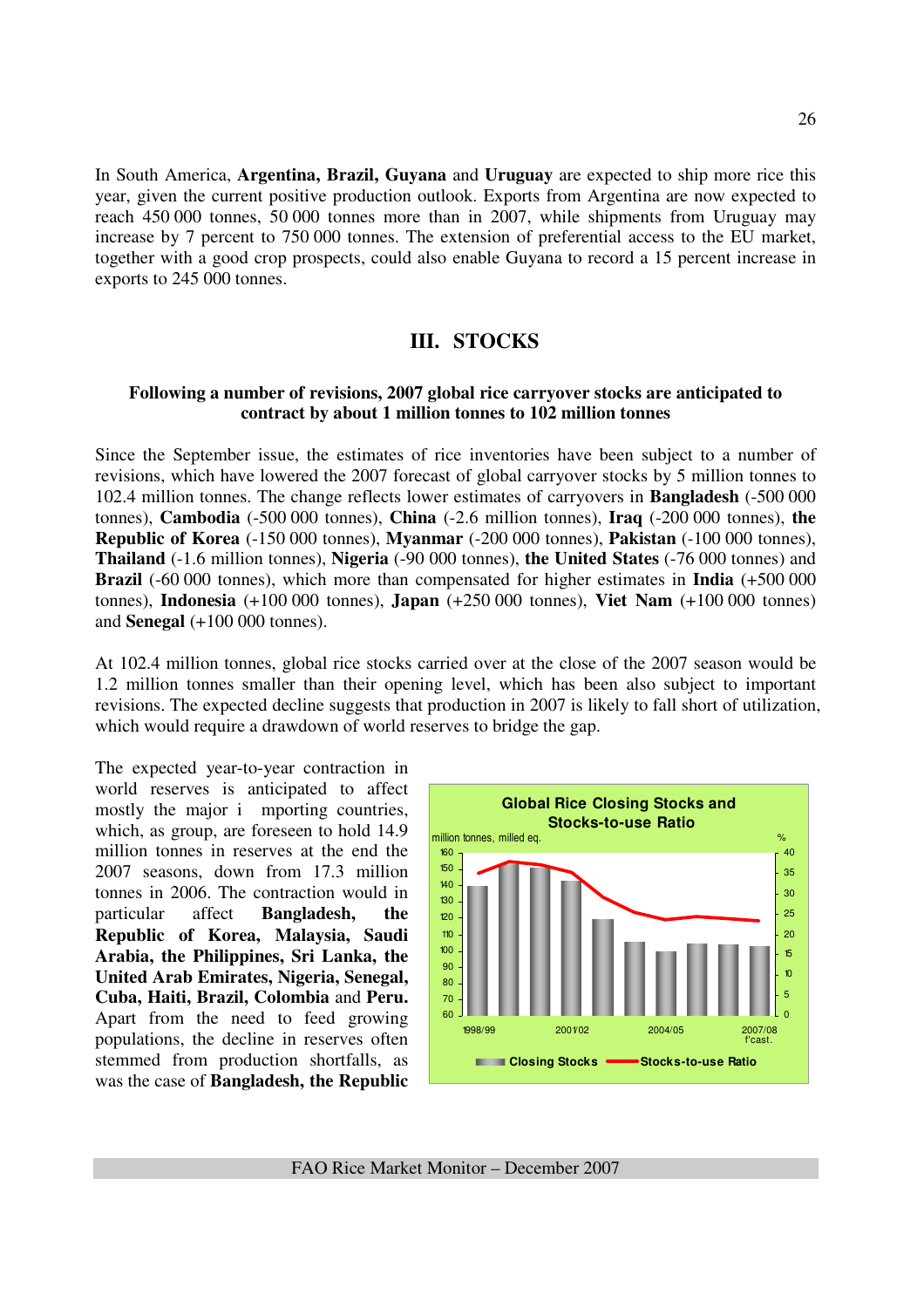In South America, **Argentina, Brazil, Guyana** and **Uruguay** are expected to ship more rice this year, given the current positive production outlook. Exports from Argentina are now expected to reach 450 000 tonnes, 50 000 tonnes more than in 2007, while shipments from Uruguay may increase by 7 percent to 750 000 tonnes. The extension of preferential access to the EU market, together with a good crop prospects, could also enable Guyana to record a 15 percent increase in exports to 245 000 tonnes.

## III. STOCKS

**Following a number of revisions, 2007 global rice carryover stocks are anticipated to contract by about 1 million tonnes to 102 million tonnes**

Since the September issue, the estimates of rice inventories have been subject to a number of revisions, which have lowered the 2007 forecast of global carryover stocks by 5 million tonnes to 102.4 million tonnes. The change reflects lower estimates of carryovers in **Bangladesh** (-500 000 tonnes), **Cambodia** (-500 000 tonnes), **China** (-2.6 million tonnes), **Iraq** (-200 000 tonnes), **the Republic of Korea** (-150 000 tonnes), **Myanmar** (-200 000 tonnes), **Pakistan** (-100 000 tonnes), **Thailand** (-1.6 million tonnes), **Nigeria** (-90 000 tonnes), **the United States** (-76 000 tonnes) and **Brazil** (-60 000 tonnes), which more than compensated for higher estimates in **India** (+500 000 tonnes), **Indonesia** (+100 000 tonnes), **Japan** (+250 000 tonnes), **Viet Nam** (+100 000 tonnes) and **Senegal** (+100 000 tonnes).

At 102.4 million tonnes, global rice stocks carried over at the close of the 2007 season would be 1.2 million tonnes smaller than their opening level, which has been also subject to important revisions. The expected decline suggests that production in 2007 is likely to fall short of utilization, which would require a drawdown of world reserves to bridge the gap.

The expected year-to-year contraction in world reserves is anticipated to affect mostly the major i mporting countries, which, as group, are foreseen to hold 14.9 million tonnes in reserves at the end the 2007 seasons, down from 17.3 million tonnes in 2006. The contraction would in particular affect **Bangladesh, the Republic of Korea, Malaysia, Saudi Arabia, the Philippines, Sri Lanka, the United Arab Emirates, Nigeria, Senegal, Cuba, Haiti, Brazil, Colombia** and **Peru.** Apart from the need to feed growing populations, the decline in reserves often stemmed from production shortfalls, as was the case of **Bangladesh, the Republic**

**Global Rice Closing Stocks and Stocks-to-use Ratio**

million tonnes, milled eq. | %

Closing Stocks — Stocks-to-use Ratio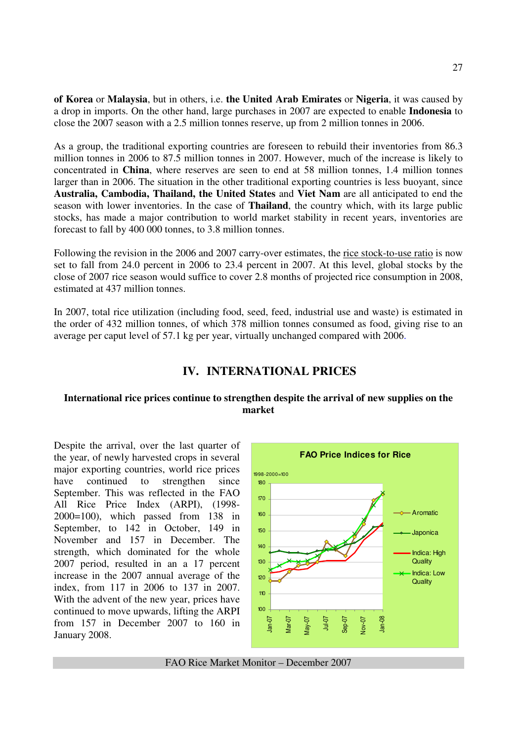of **Korea** or **Malaysia**, but in others, i.e. **the United Arab Emirates** or **Nigeria**, it was caused by a drop in imports. On the other hand, large purchases in 2007 are expected to enable **Indonesia** to close the 2007 season with a 2.5 million tonnes reserve, up from 2 million tonnes in 2006.

As a group, the traditional exporting countries are foreseen to rebuild their inventories from 86.3 million tonnes in 2006 to 87.5 million tonnes in 2007. However, much of the increase is likely to concentrated in **China**, where reserves are seen to end at 58 million tonnes, 1.4 million tonnes larger than in 2006. The situation in the other traditional exporting countries is less buoyant, since **Australia, Cambodia, Thailand, the United States** and **Viet Nam** are all anticipated to end the season with lower inventories. In the case of **Thailand**, the country which, with its large public stocks, has made a major contribution to world market stability in recent years, inventories are forecast to fall by 400 000 tonnes, to 3.8 million tonnes.

Following the revision in the 2006 and 2007 carry-over estimates, the rice stock-to-use ratio is now set to fall from 24.0 percent in 2006 to 23.4 percent in 2007. At this level, global stocks by the close of 2007 rice season would suffice to cover 2.8 months of projected rice consumption in 2008, estimated at 437 million tonnes.

In 2007, total rice utilization (including food, seed, feed, industrial use and waste) is estimated in the order of 432 million tonnes, of which 378 million tonnes consumed as food, giving rise to an average per caput level of 57.1 kg per year, virtually unchanged compared with 2006.

## IV. INTERNATIONAL PRICES

### International rice prices continue to strengthen despite the arrival of new supplies on the market

Despite the arrival, over the last quarter of the year, of newly harvested crops in several major exporting countries, world rice prices have continued to strengthen since September. This was reflected in the FAO All Rice Price Index (ARPI), (1998-2000=100), which passed from 138 in September, to 142 in October, 149 in November and 157 in December. The strength, which dominated for the whole 2007 period, resulted in an a 17 percent increase in the 2007 annual average of the index, from 117 in 2006 to 137 in 2007. With the advent of the new year, prices have continued to move upwards, lifting the ARPI from 157 in December 2007 to 160 in January 2008.

**FAO Price Indices for Rice**

1998-2000=100

Legend: Aromatic; Japonica; Indica: High Quality; Indica: Low Quality

Y-axis: 100–180; X-axis: Jan-07, Mar-07, May-07, Jul-07, Sep-07, Nov-07, Jan-08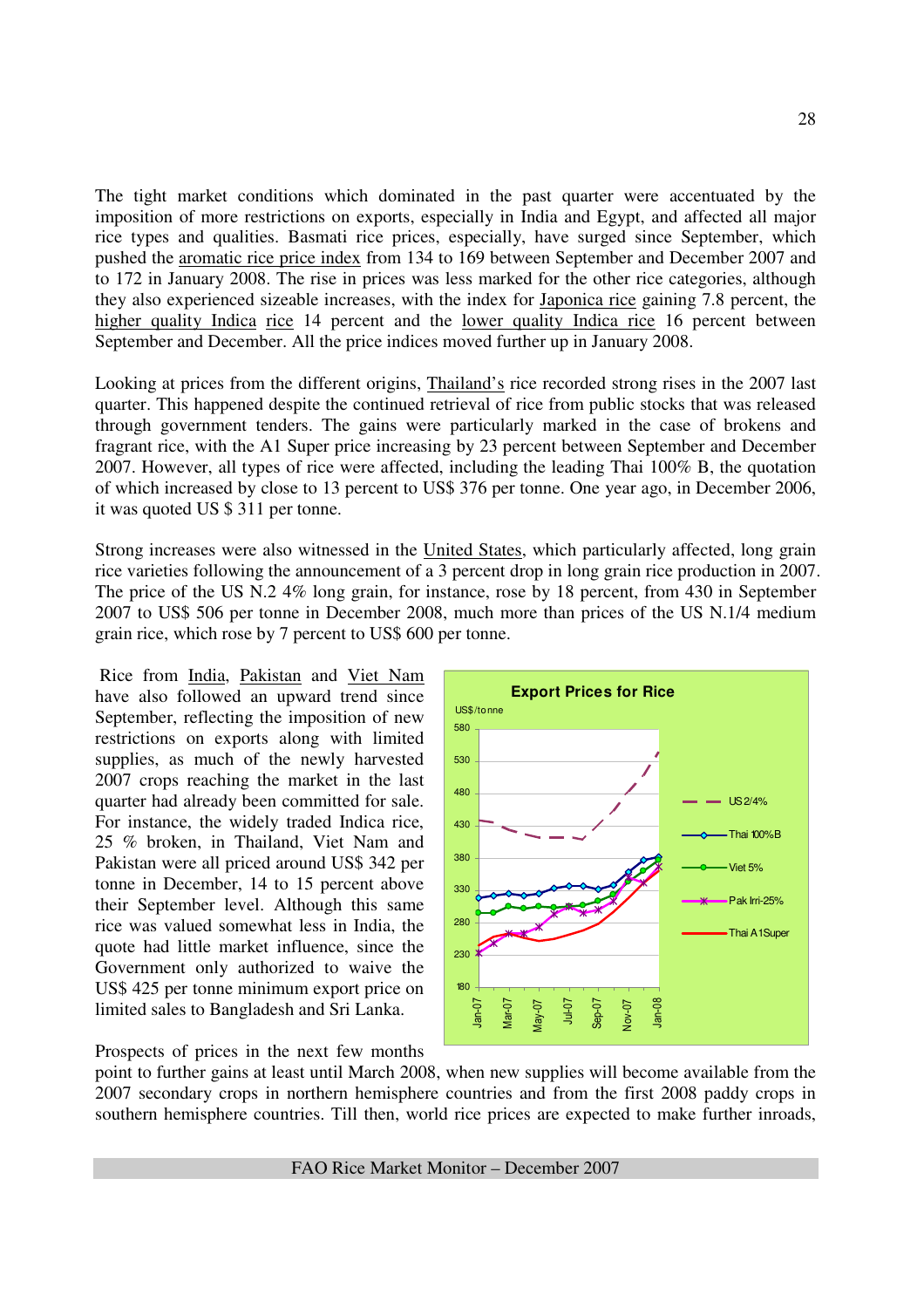The tight market conditions which dominated in the past quarter were accentuated by the imposition of more restrictions on exports, especially in India and Egypt, and affected all major rice types and qualities. Basmati rice prices, especially, have surged since September, which pushed the aromatic rice price index from 134 to 169 between September and December 2007 and to 172 in January 2008. The rise in prices was less marked for the other rice categories, although they also experienced sizeable increases, with the index for Japonica rice gaining 7.8 percent, the higher quality Indica rice 14 percent and the lower quality Indica rice 16 percent between September and December. All the price indices moved further up in January 2008.

Looking at prices from the different origins, Thailand's rice recorded strong rises in the 2007 last quarter. This happened despite the continued retrieval of rice from public stocks that was released through government tenders. The gains were particularly marked in the case of brokens and fragrant rice, with the A1 Super price increasing by 23 percent between September and December 2007. However, all types of rice were affected, including the leading Thai 100% B, the quotation of which increased by close to 13 percent to US$ 376 per tonne. One year ago, in December 2006, it was quoted US $ 311 per tonne.

Strong increases were also witnessed in the United States, which particularly affected, long grain rice varieties following the announcement of a 3 percent drop in long grain rice production in 2007. The price of the US N.2 4% long grain, for instance, rose by 18 percent, from 430 in September 2007 to US$ 506 per tonne in December 2008, much more than prices of the US N.1/4 medium grain rice, which rose by 7 percent to US$ 600 per tonne.

Rice from India, Pakistan and Viet Nam have also followed an upward trend since September, reflecting the imposition of new restrictions on exports along with limited supplies, as much of the newly harvested 2007 crops reaching the market in the last quarter had already been committed for sale. For instance, the widely traded Indica rice, 25 % broken, in Thailand, Viet Nam and Pakistan were all priced around US$ 342 per tonne in December, 14 to 15 percent above their September level. Although this same rice was valued somewhat less in India, the quote had little market influence, since the Government only authorized to waive the US$ 425 per tonne minimum export price on limited sales to Bangladesh and Sri Lanka.

**Export Prices for Rice**

Prospects of prices in the next few months point to further gains at least until March 2008, when new supplies will become available from the 2007 secondary crops in northern hemisphere countries and from the first 2008 paddy crops in southern hemisphere countries. Till then, world rice prices are expected to make further inroads,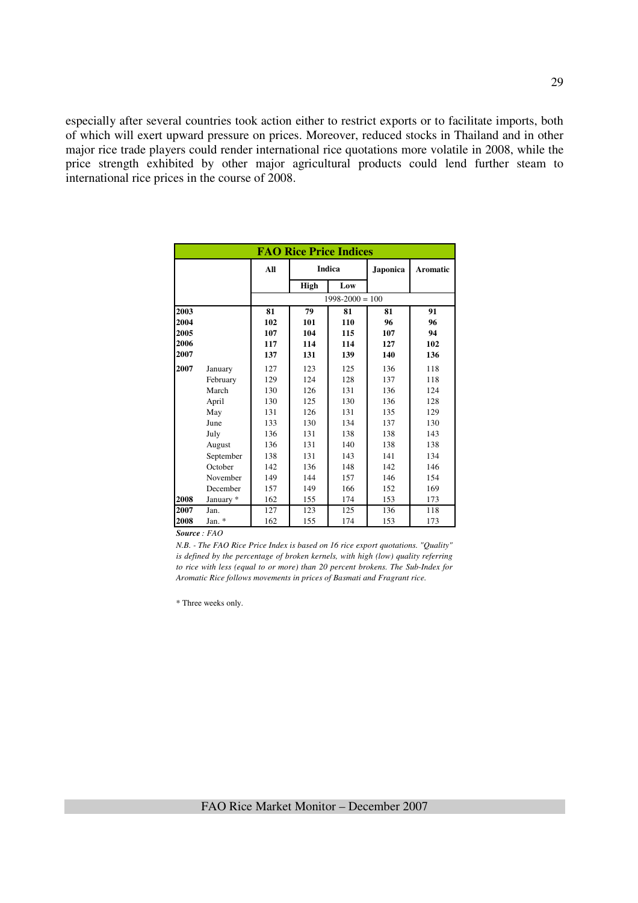especially after several countries took action either to restrict exports or to facilitate imports, both of which will exert upward pressure on prices. Moreover, reduced stocks in Thailand and in other major rice trade players could render international rice quotations more volatile in 2008, while the price strength exhibited by other major agricultural products could lend further steam to international rice prices in the course of 2008.

**FAO Rice Price Indices**

| | | All | Indica | | Japonica | Aromatic |
|---|---|---|---|---|---|---|
| | | | High | Low | | |
| | | 1998-2000 = 100 | | | | |
| **2003** | | **81** | **79** | **81** | **81** | **91** |
| **2004** | | **102** | **101** | **110** | **96** | **96** |
| **2005** | | **107** | **104** | **115** | **107** | **94** |
| **2006** | | **117** | **114** | **114** | **127** | **102** |
| **2007** | | **137** | **131** | **139** | **140** | **136** |
| **2007** | January | 127 | 123 | 125 | 136 | 118 |
| | February | 129 | 124 | 128 | 137 | 118 |
| | March | 130 | 126 | 131 | 136 | 124 |
| | April | 130 | 125 | 130 | 136 | 128 |
| | May | 131 | 126 | 131 | 135 | 129 |
| | June | 133 | 130 | 134 | 137 | 130 |
| | July | 136 | 131 | 138 | 138 | 143 |
| | August | 136 | 131 | 140 | 138 | 138 |
| | September | 138 | 131 | 143 | 141 | 134 |
| | October | 142 | 136 | 148 | 142 | 146 |
| | November | 149 | 144 | 157 | 146 | 154 |
| | December | 157 | 149 | 166 | 152 | 169 |
| **2008** | January * | 162 | 155 | 174 | 153 | 173 |
| **2007** | Jan. | 127 | 123 | 125 | 136 | 118 |
| **2008** | Jan. * | 162 | 155 | 174 | 153 | 173 |

***Source** : FAO*

*N.B. - The FAO Rice Price Index is based on 16 rice export quotations. "Quality" is defined by the percentage of broken kernels, with high (low) quality referring to rice with less (equal to or more) than 20 percent brokens. The Sub-Index for Aromatic Rice follows movements in prices of Basmati and Fragrant rice.*

\* Three weeks only.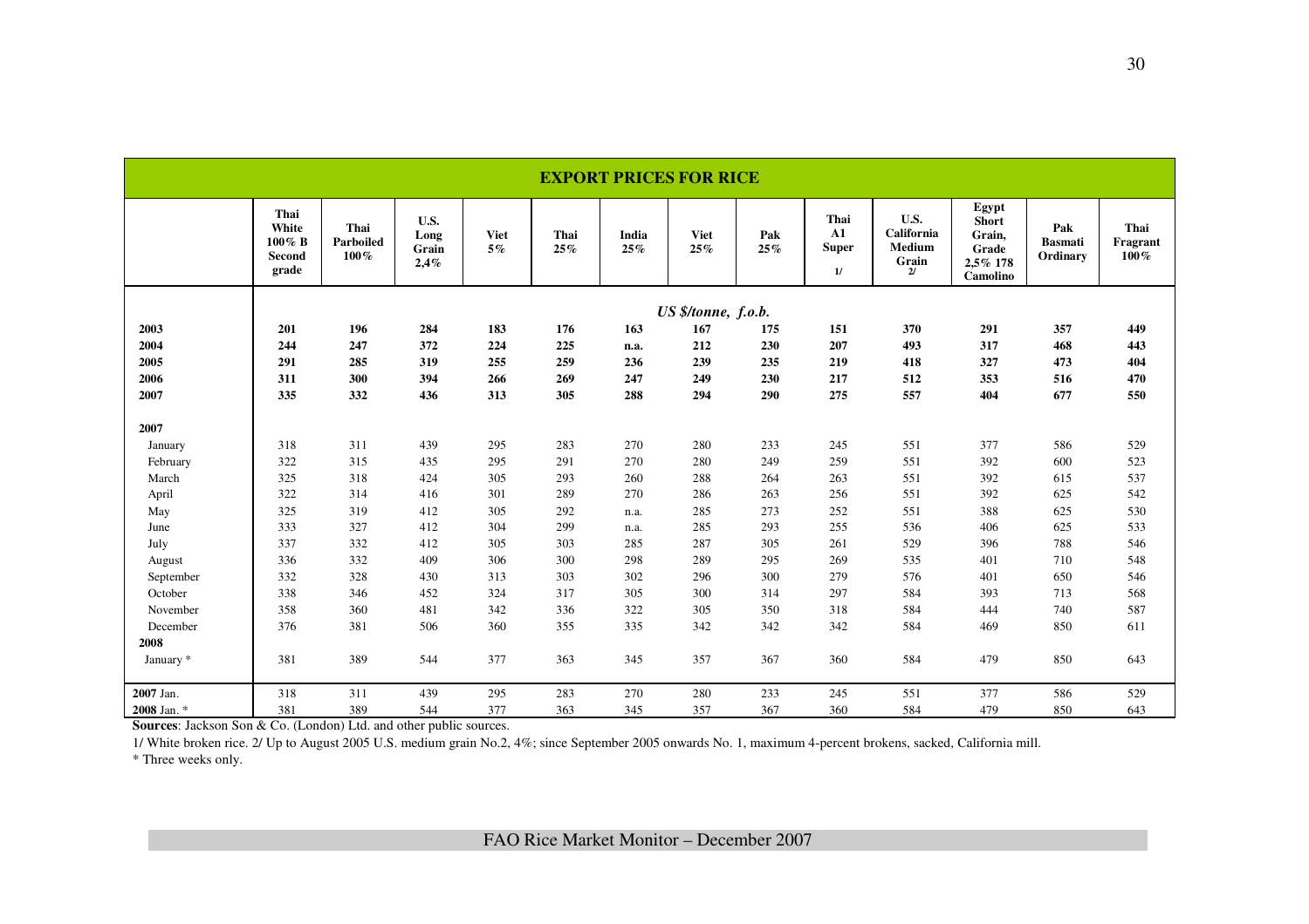## EXPORT PRICES FOR RICE

| | Thai White 100% B Second grade | Thai Parboiled 100% | U.S. Long Grain 2,4% | Viet 5% | Thai 25% | India 25% | Viet 25% | Pak 25% | Thai A1 Super 1/ | U.S. California Medium Grain 2/ | Egypt Short Grain, Grade 2,5% 178 Camolino | Pak Basmati Ordinary | Thai Fragrant 100% |
|---|---|---|---|---|---|---|---|---|---|---|---|---|---|
| | | | | | | | *US $/tonne, f.o.b.* | | | | | | |
| **2003** | **201** | **196** | **284** | **183** | **176** | **163** | **167** | **175** | **151** | **370** | **291** | **357** | **449** |
| **2004** | **244** | **247** | **372** | **224** | **225** | **n.a.** | **212** | **230** | **207** | **493** | **317** | **468** | **443** |
| **2005** | **291** | **285** | **319** | **255** | **259** | **236** | **239** | **235** | **219** | **418** | **327** | **473** | **404** |
| **2006** | **311** | **300** | **394** | **266** | **269** | **247** | **249** | **230** | **217** | **512** | **353** | **516** | **470** |
| **2007** | **335** | **332** | **436** | **313** | **305** | **288** | **294** | **290** | **275** | **557** | **404** | **677** | **550** |
| **2007** | | | | | | | | | | | | | |
| January | 318 | 311 | 439 | 295 | 283 | 270 | 280 | 233 | 245 | 551 | 377 | 586 | 529 |
| February | 322 | 315 | 435 | 295 | 291 | 270 | 280 | 249 | 259 | 551 | 392 | 600 | 523 |
| March | 325 | 318 | 424 | 305 | 293 | 260 | 288 | 264 | 263 | 551 | 392 | 615 | 537 |
| April | 322 | 314 | 416 | 301 | 289 | 270 | 286 | 263 | 256 | 551 | 392 | 625 | 542 |
| May | 325 | 319 | 412 | 305 | 292 | n.a. | 285 | 273 | 252 | 551 | 388 | 625 | 530 |
| June | 333 | 327 | 412 | 304 | 299 | n.a. | 285 | 293 | 255 | 536 | 406 | 625 | 533 |
| July | 337 | 332 | 412 | 305 | 303 | 285 | 287 | 305 | 261 | 529 | 396 | 788 | 546 |
| August | 336 | 332 | 409 | 306 | 300 | 298 | 289 | 295 | 269 | 535 | 401 | 710 | 548 |
| September | 332 | 328 | 430 | 313 | 303 | 302 | 296 | 300 | 279 | 576 | 401 | 650 | 546 |
| October | 338 | 346 | 452 | 324 | 317 | 305 | 300 | 314 | 297 | 584 | 393 | 713 | 568 |
| November | 358 | 360 | 481 | 342 | 336 | 322 | 305 | 350 | 318 | 584 | 444 | 740 | 587 |
| December | 376 | 381 | 506 | 360 | 355 | 335 | 342 | 342 | 342 | 584 | 469 | 850 | 611 |
| **2008** | | | | | | | | | | | | | |
| January * | 381 | 389 | 544 | 377 | 363 | 345 | 357 | 367 | 360 | 584 | 479 | 850 | 643 |
| **2007** Jan. | 318 | 311 | 439 | 295 | 283 | 270 | 280 | 233 | 245 | 551 | 377 | 586 | 529 |
| **2008** Jan. * | 381 | 389 | 544 | 377 | 363 | 345 | 357 | 367 | 360 | 584 | 479 | 850 | 643 |

**Sources**: Jackson Son & Co. (London) Ltd. and other public sources.

1/ White broken rice. 2/ Up to August 2005 U.S. medium grain No.2, 4%; since September 2005 onwards No. 1, maximum 4-percent brokens, sacked, California mill.

* Three weeks only.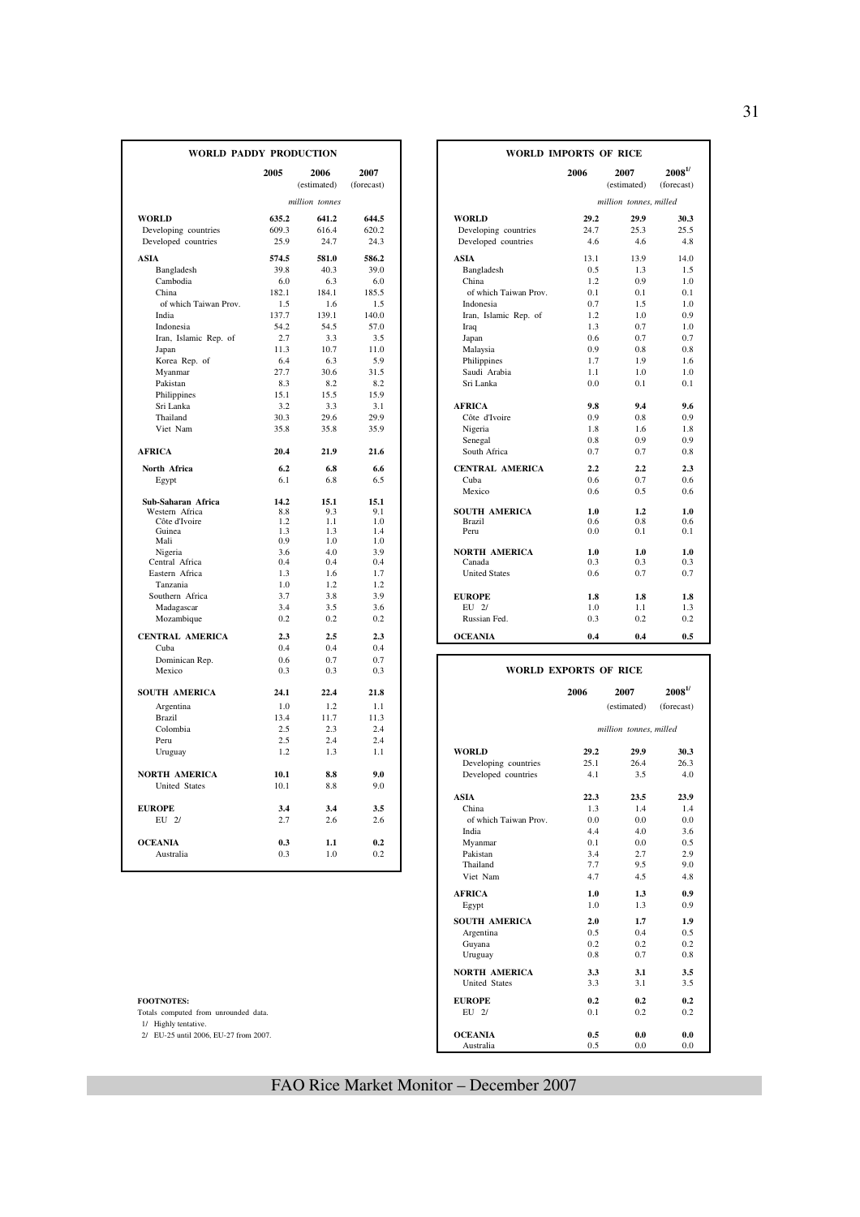## WORLD PADDY PRODUCTION

| | 2005 | 2006 (estimated) | 2007 (forecast) |
|---|---|---|---|
| | *million tonnes* | | |
| **WORLD** | **635.2** | **641.2** | **644.5** |
| Developing countries | 609.3 | 616.4 | 620.2 |
| Developed countries | 25.9 | 24.7 | 24.3 |
| **ASIA** | **574.5** | **581.0** | **586.2** |
| Bangladesh | 39.8 | 40.3 | 39.0 |
| Cambodia | 6.0 | 6.3 | 6.0 |
| China | 182.1 | 184.1 | 185.5 |
| of which Taiwan Prov. | 1.5 | 1.6 | 1.5 |
| India | 137.7 | 139.1 | 140.0 |
| Indonesia | 54.2 | 54.5 | 57.0 |
| Iran, Islamic Rep. of | 2.7 | 3.3 | 3.5 |
| Japan | 11.3 | 10.7 | 11.0 |
| Korea Rep. of | 6.4 | 6.3 | 5.9 |
| Myanmar | 27.7 | 30.6 | 31.5 |
| Pakistan | 8.3 | 8.2 | 8.2 |
| Philippines | 15.1 | 15.5 | 15.9 |
| Sri Lanka | 3.2 | 3.3 | 3.1 |
| Thailand | 30.3 | 29.6 | 29.9 |
| Viet Nam | 35.8 | 35.8 | 35.9 |
| **AFRICA** | **20.4** | **21.9** | **21.6** |
| **North Africa** | **6.2** | **6.8** | **6.6** |
| Egypt | 6.1 | 6.8 | 6.5 |
| **Sub-Saharan Africa** | **14.2** | **15.1** | **15.1** |
| Western Africa | 8.8 | 9.3 | 9.1 |
| Côte d'Ivoire | 1.2 | 1.1 | 1.0 |
| Guinea | 1.3 | 1.3 | 1.4 |
| Mali | 0.9 | 1.0 | 1.0 |
| Nigeria | 3.6 | 4.0 | 3.9 |
| Central Africa | 0.4 | 0.4 | 0.4 |
| Eastern Africa | 1.3 | 1.6 | 1.7 |
| Tanzania | 1.0 | 1.2 | 1.2 |
| Southern Africa | 3.7 | 3.8 | 3.9 |
| Madagascar | 3.4 | 3.5 | 3.6 |
| Mozambique | 0.2 | 0.2 | 0.2 |
| **CENTRAL AMERICA** | **2.3** | **2.5** | **2.3** |
| Cuba | 0.4 | 0.4 | 0.4 |
| Dominican Rep. | 0.6 | 0.7 | 0.7 |
| Mexico | 0.3 | 0.3 | 0.3 |
| **SOUTH AMERICA** | **24.1** | **22.4** | **21.8** |
| Argentina | 1.0 | 1.2 | 1.1 |
| Brazil | 13.4 | 11.7 | 11.3 |
| Colombia | 2.5 | 2.3 | 2.4 |
| Peru | 2.5 | 2.4 | 2.4 |
| Uruguay | 1.2 | 1.3 | 1.1 |
| **NORTH AMERICA** | **10.1** | **8.8** | **9.0** |
| United States | 10.1 | 8.8 | 9.0 |
| **EUROPE** | **3.4** | **3.4** | **3.5** |
| EU 2/ | 2.7 | 2.6 | 2.6 |
| **OCEANIA** | **0.3** | **1.1** | **0.2** |
| Australia | 0.3 | 1.0 | 0.2 |

## WORLD IMPORTS OF RICE

| | 2006 | 2007 (estimated) | 2008 1/ (forecast) |
|---|---|---|---|
| | *million tonnes, milled* | | |
| **WORLD** | **29.2** | **29.9** | **30.3** |
| Developing countries | 24.7 | 25.3 | 25.5 |
| Developed countries | 4.6 | 4.6 | 4.8 |
| **ASIA** | 13.1 | 13.9 | 14.0 |
| Bangladesh | 0.5 | 1.3 | 1.5 |
| China | 1.2 | 0.9 | 1.0 |
| of which Taiwan Prov. | 0.1 | 0.1 | 0.1 |
| Indonesia | 0.7 | 1.5 | 1.0 |
| Iran, Islamic Rep. of | 1.2 | 1.0 | 0.9 |
| Iraq | 1.3 | 0.7 | 1.0 |
| Japan | 0.6 | 0.7 | 0.7 |
| Malaysia | 0.9 | 0.8 | 0.8 |
| Philippines | 1.7 | 1.9 | 1.6 |
| Saudi Arabia | 1.1 | 1.0 | 1.0 |
| Sri Lanka | 0.0 | 0.1 | 0.1 |
| **AFRICA** | **9.8** | **9.4** | **9.6** |
| Côte d'Ivoire | 0.9 | 0.8 | 0.9 |
| Nigeria | 1.8 | 1.6 | 1.8 |
| Senegal | 0.8 | 0.9 | 0.9 |
| South Africa | 0.7 | 0.7 | 0.8 |
| **CENTRAL AMERICA** | **2.2** | **2.2** | **2.3** |
| Cuba | 0.6 | 0.7 | 0.6 |
| Mexico | 0.6 | 0.5 | 0.6 |
| **SOUTH AMERICA** | **1.0** | **1.2** | **1.0** |
| Brazil | 0.6 | 0.8 | 0.6 |
| Peru | 0.0 | 0.1 | 0.1 |
| **NORTH AMERICA** | **1.0** | **1.0** | **1.0** |
| Canada | 0.3 | 0.3 | 0.3 |
| United States | 0.6 | 0.7 | 0.7 |
| **EUROPE** | **1.8** | **1.8** | **1.8** |
| EU 2/ | 1.0 | 1.1 | 1.3 |
| Russian Fed. | 0.3 | 0.2 | 0.2 |
| **OCEANIA** | **0.4** | **0.4** | **0.5** |

## WORLD EXPORTS OF RICE

| | 2006 | 2007 (estimated) | 2008 1/ (forecast) |
|---|---|---|---|
| | *million tonnes, milled* | | |
| **WORLD** | **29.2** | **29.9** | **30.3** |
| Developing countries | 25.1 | 26.4 | 26.3 |
| Developed countries | 4.1 | 3.5 | 4.0 |
| **ASIA** | **22.3** | **23.5** | **23.9** |
| China | 1.3 | 1.4 | 1.4 |
| of which Taiwan Prov. | 0.0 | 0.0 | 0.0 |
| India | 4.4 | 4.0 | 3.6 |
| Myanmar | 0.1 | 0.0 | 0.5 |
| Pakistan | 3.4 | 2.7 | 2.9 |
| Thailand | 7.7 | 9.5 | 9.0 |
| Viet Nam | 4.7 | 4.5 | 4.8 |
| **AFRICA** | **1.0** | **1.3** | **0.9** |
| Egypt | 1.0 | 1.3 | 0.9 |
| **SOUTH AMERICA** | **2.0** | **1.7** | **1.9** |
| Argentina | 0.5 | 0.4 | 0.5 |
| Guyana | 0.2 | 0.2 | 0.2 |
| Uruguay | 0.8 | 0.7 | 0.8 |
| **NORTH AMERICA** | **3.3** | **3.1** | **3.5** |
| United States | 3.3 | 3.1 | 3.5 |
| **EUROPE** | **0.2** | **0.2** | **0.2** |
| EU 2/ | 0.1 | 0.2 | 0.2 |
| **OCEANIA** | **0.5** | **0.0** | **0.0** |
| Australia | 0.5 | 0.0 | 0.0 |

**FOOTNOTES:**

Totals computed from unrounded data.

1/ Highly tentative.

2/ EU-25 until 2006, EU-27 from 2007.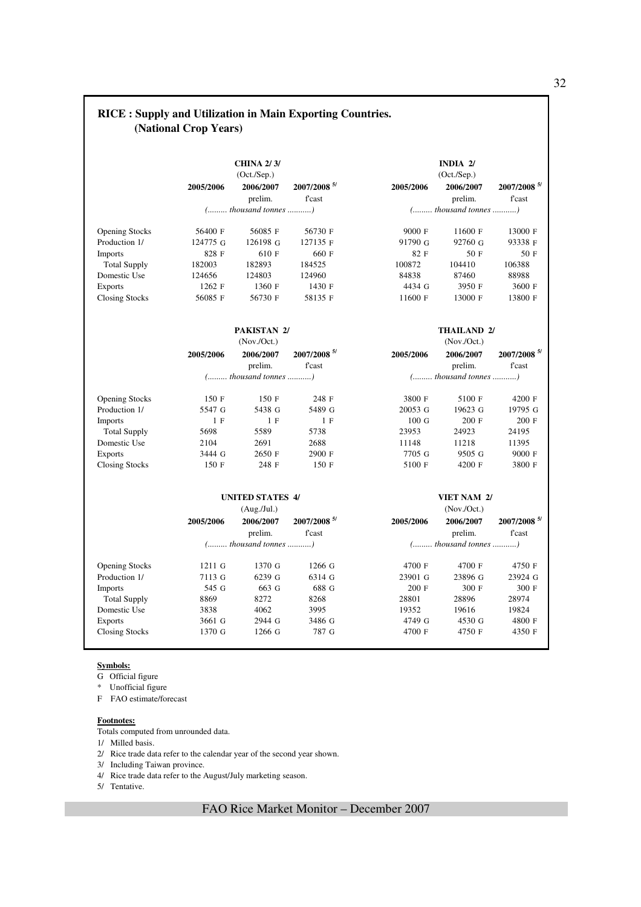## RICE : Supply and Utilization in Main Exporting Countries. (National Crop Years)

| | CHINA 2/ 3/ (Oct./Sep.) | | | INDIA 2/ (Oct./Sep.) | | |
|---|---|---|---|---|---|---|
| | 2005/2006 | 2006/2007 prelim. | 2007/2008 5/ f'cast | 2005/2006 | 2006/2007 prelim. | 2007/2008 5/ f'cast |
| | (......... thousand tonnes ...........) | | | (......... thousand tonnes ...........) | | |
| Opening Stocks | 56400 F | 56085 F | 56730 F | 9000 F | 11600 F | 13000 F |
| Production 1/ | 124775 G | 126198 G | 127135 F | 91790 G | 92760 G | 93338 F |
| Imports | 828 F | 610 F | 660 F | 82 F | 50 F | 50 F |
| Total Supply | 182003 | 182893 | 184525 | 100872 | 104410 | 106388 |
| Domestic Use | 124656 | 124803 | 124960 | 84838 | 87460 | 88988 |
| Exports | 1262 F | 1360 F | 1430 F | 4434 G | 3950 F | 3600 F |
| Closing Stocks | 56085 F | 56730 F | 58135 F | 11600 F | 13000 F | 13800 F |

| | PAKISTAN 2/ (Nov./Oct.) | | | THAILAND 2/ (Nov./Oct.) | | |
|---|---|---|---|---|---|---|
| | 2005/2006 | 2006/2007 prelim. | 2007/2008 5/ f'cast | 2005/2006 | 2006/2007 prelim. | 2007/2008 5/ f'cast |
| | (......... thousand tonnes ...........) | | | (......... thousand tonnes ...........) | | |
| Opening Stocks | 150 F | 150 F | 248 F | 3800 F | 5100 F | 4200 F |
| Production 1/ | 5547 G | 5438 G | 5489 G | 20053 G | 19623 G | 19795 G |
| Imports | 1 F | 1 F | 1 F | 100 G | 200 F | 200 F |
| Total Supply | 5698 | 5589 | 5738 | 23953 | 24923 | 24195 |
| Domestic Use | 2104 | 2691 | 2688 | 11148 | 11218 | 11395 |
| Exports | 3444 G | 2650 F | 2900 F | 7705 G | 9505 G | 9000 F |
| Closing Stocks | 150 F | 248 F | 150 F | 5100 F | 4200 F | 3800 F |

| | UNITED STATES 4/ (Aug./Jul.) | | | VIET NAM 2/ (Nov./Oct.) | | |
|---|---|---|---|---|---|---|
| | 2005/2006 | 2006/2007 prelim. | 2007/2008 5/ f'cast | 2005/2006 | 2006/2007 prelim. | 2007/2008 5/ f'cast |
| | (......... thousand tonnes ...........) | | | (......... thousand tonnes ...........) | | |
| Opening Stocks | 1211 G | 1370 G | 1266 G | 4700 F | 4700 F | 4750 F |
| Production 1/ | 7113 G | 6239 G | 6314 G | 23901 G | 23896 G | 23924 G |
| Imports | 545 G | 663 G | 688 G | 200 F | 300 F | 300 F |
| Total Supply | 8869 | 8272 | 8268 | 28801 | 28896 | 28974 |
| Domestic Use | 3838 | 4062 | 3995 | 19352 | 19616 | 19824 |
| Exports | 3661 G | 2944 G | 3486 G | 4749 G | 4530 G | 4800 F |
| Closing Stocks | 1370 G | 1266 G | 787 G | 4700 F | 4750 F | 4350 F |

**Symbols:**

G Official figure

* Unofficial figure

F FAO estimate/forecast

**Footnotes:**

Totals computed from unrounded data.

1/ Milled basis.

2/ Rice trade data refer to the calendar year of the second year shown.

3/ Including Taiwan province.

4/ Rice trade data refer to the August/July marketing season.

5/ Tentative.